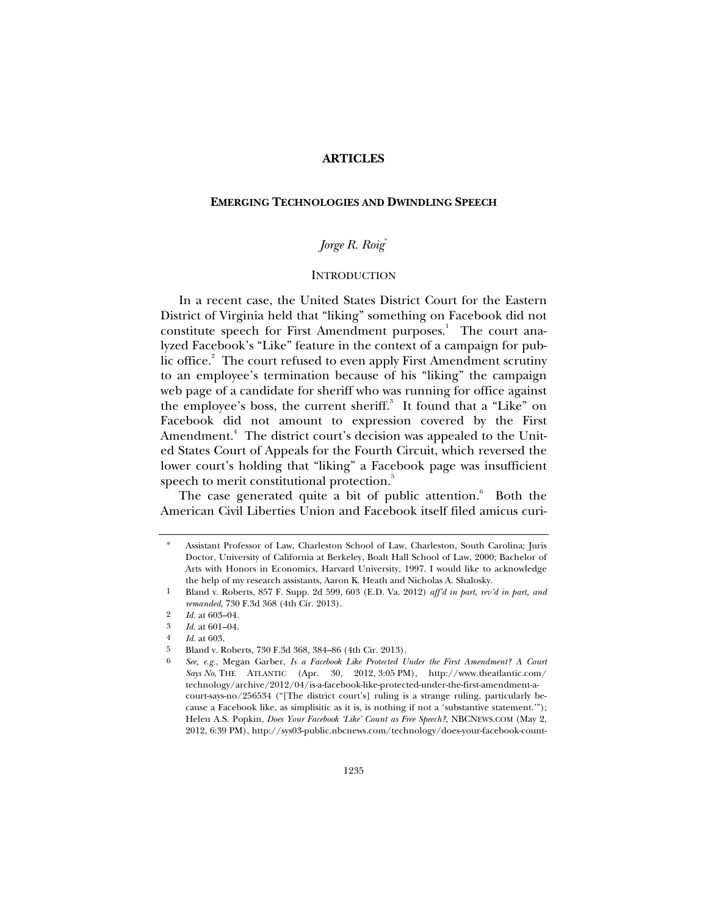# ARTICLES

## EMERGING TECHNOLOGIES AND DWINDLING SPEECH

*Jorge R. Roig*[*]

### INTRODUCTION

In a recent case, the United States District Court for the Eastern District of Virginia held that "liking" something on Facebook did not constitute speech for First Amendment purposes.[1] The court analyzed Facebook's "Like" feature in the context of a campaign for public office.[2] The court refused to even apply First Amendment scrutiny to an employee's termination because of his "liking" the campaign web page of a candidate for sheriff who was running for office against the employee's boss, the current sheriff.[3] It found that a "Like" on Facebook did not amount to expression covered by the First Amendment.[4] The district court's decision was appealed to the United States Court of Appeals for the Fourth Circuit, which reversed the lower court's holding that "liking" a Facebook page was insufficient speech to merit constitutional protection.[5]

The case generated quite a bit of public attention.[6] Both the American Civil Liberties Union and Facebook itself filed amicus curi-

---

\* Assistant Professor of Law, Charleston School of Law, Charleston, South Carolina; Juris Doctor, University of California at Berkeley, Boalt Hall School of Law, 2000; Bachelor of Arts with Honors in Economics, Harvard University, 1997. I would like to acknowledge the help of my research assistants, Aaron K. Heath and Nicholas A. Shalosky.

1 Bland v. Roberts, 857 F. Supp. 2d 599, 603 (E.D. Va. 2012) *aff'd in part, rev'd in part, and remanded*, 730 F.3d 368 (4th Cir. 2013).

2 *Id.* at 603–04.

3 *Id.* at 601–04.

4 *Id.* at 603.

5 Bland v. Roberts, 730 F.3d 368, 384–86 (4th Cir. 2013).

6 *See, e.g.*, Megan Garber, *Is a Facebook Like Protected Under the First Amendment? A Court Says No*, THE ATLANTIC (Apr. 30, 2012, 3:05 PM), http://www.theatlantic.com/technology/archive/2012/04/is-a-facebook-like-protected-under-the-first-amendment-a-court-says-no/256534 ("[The district court's] ruling is a strange ruling, particularly because a Facebook like, as simplisitic as it is, is nothing if not a 'substantive statement.'"); Helen A.S. Popkin, *Does Your Facebook 'Like' Count as Free Speech?*, NBCNEWS.COM (May 2, 2012, 6:39 PM), http://sys03-public.nbcnews.com/technology/does-your-facebook-count-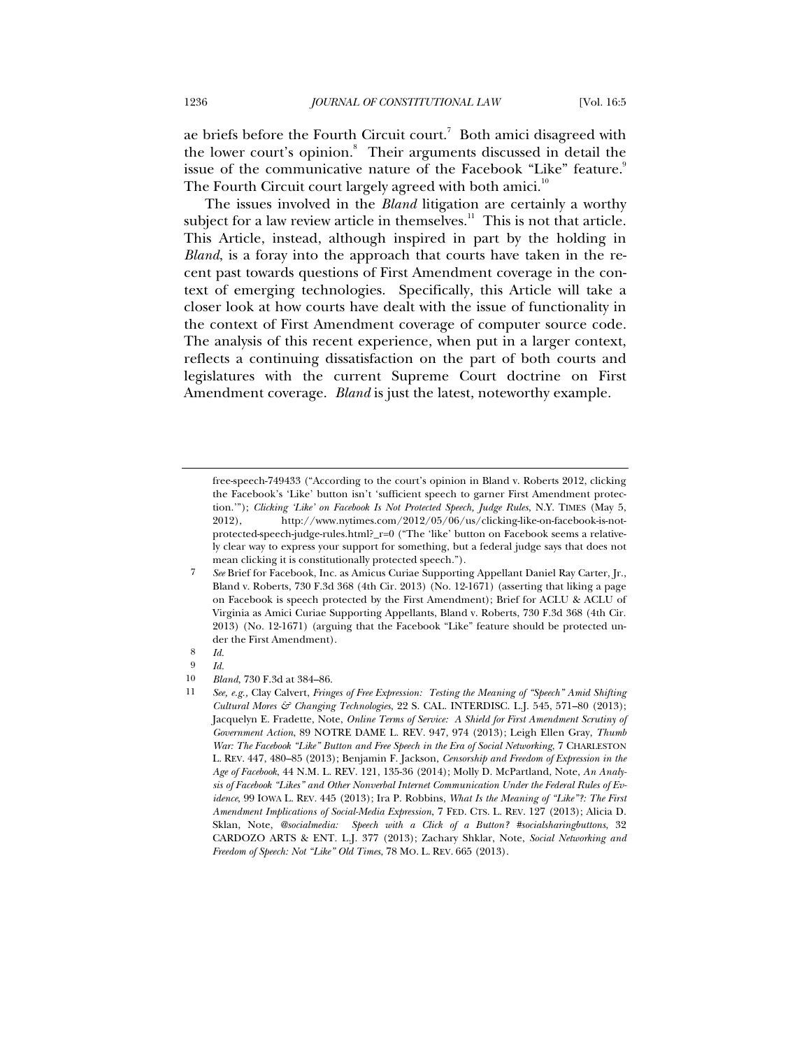ae briefs before the Fourth Circuit court.[7] Both amici disagreed with the lower court's opinion.[8] Their arguments discussed in detail the issue of the communicative nature of the Facebook "Like" feature.[9] The Fourth Circuit court largely agreed with both amici.[10]

The issues involved in the *Bland* litigation are certainly a worthy subject for a law review article in themselves.[11] This is not that article. This Article, instead, although inspired in part by the holding in *Bland*, is a foray into the approach that courts have taken in the recent past towards questions of First Amendment coverage in the context of emerging technologies. Specifically, this Article will take a closer look at how courts have dealt with the issue of functionality in the context of First Amendment coverage of computer source code. The analysis of this recent experience, when put in a larger context, reflects a continuing dissatisfaction on the part of both courts and legislatures with the current Supreme Court doctrine on First Amendment coverage. *Bland* is just the latest, noteworthy example.

---

free-speech-749433 ("According to the court's opinion in Bland v. Roberts 2012, clicking the Facebook's 'Like' button isn't 'sufficient speech to garner First Amendment protection.'"); *Clicking 'Like' on Facebook Is Not Protected Speech, Judge Rules*, N.Y. TIMES (May 5, 2012), http://www.nytimes.com/2012/05/06/us/clicking-like-on-facebook-is-not-protected-speech-judge-rules.html?_r=0 ("The 'like' button on Facebook seems a relatively clear way to express your support for something, but a federal judge says that does not mean clicking it is constitutionally protected speech.").

7 *See* Brief for Facebook, Inc. as Amicus Curiae Supporting Appellant Daniel Ray Carter, Jr., Bland v. Roberts, 730 F.3d 368 (4th Cir. 2013) (No. 12-1671) (asserting that liking a page on Facebook is speech protected by the First Amendment); Brief for ACLU & ACLU of Virginia as Amici Curiae Supporting Appellants, Bland v. Roberts, 730 F.3d 368 (4th Cir. 2013) (No. 12-1671) (arguing that the Facebook "Like" feature should be protected under the First Amendment).

8 *Id.*

9 *Id.*

10 *Bland*, 730 F.3d at 384–86.

11 *See, e.g.*, Clay Calvert, *Fringes of Free Expression: Testing the Meaning of "Speech" Amid Shifting Cultural Mores & Changing Technologies*, 22 S. CAL. INTERDISC. L.J. 545, 571–80 (2013); Jacquelyn E. Fradette, Note, *Online Terms of Service: A Shield for First Amendment Scrutiny of Government Action*, 89 NOTRE DAME L. REV. 947, 974 (2013); Leigh Ellen Gray, *Thumb War: The Facebook "Like" Button and Free Speech in the Era of Social Networking*, 7 CHARLESTON L. REV. 447, 480–85 (2013); Benjamin F. Jackson, *Censorship and Freedom of Expression in the Age of Facebook*, 44 N.M. L. REV. 121, 135-36 (2014); Molly D. McPartland, Note, *An Analysis of Facebook "Likes" and Other Nonverbal Internet Communication Under the Federal Rules of Evidence*, 99 IOWA L. REV. 445 (2013); Ira P. Robbins, *What Is the Meaning of "Like"?: The First Amendment Implications of Social-Media Expression*, 7 FED. CTS. L. REV. 127 (2013); Alicia D. Sklan, Note, *@socialmedia: Speech with a Click of a Button? #socialsharingbuttons*, 32 CARDOZO ARTS & ENT. L.J. 377 (2013); Zachary Shklar, Note, *Social Networking and Freedom of Speech: Not "Like" Old Times*, 78 MO. L. REV. 665 (2013).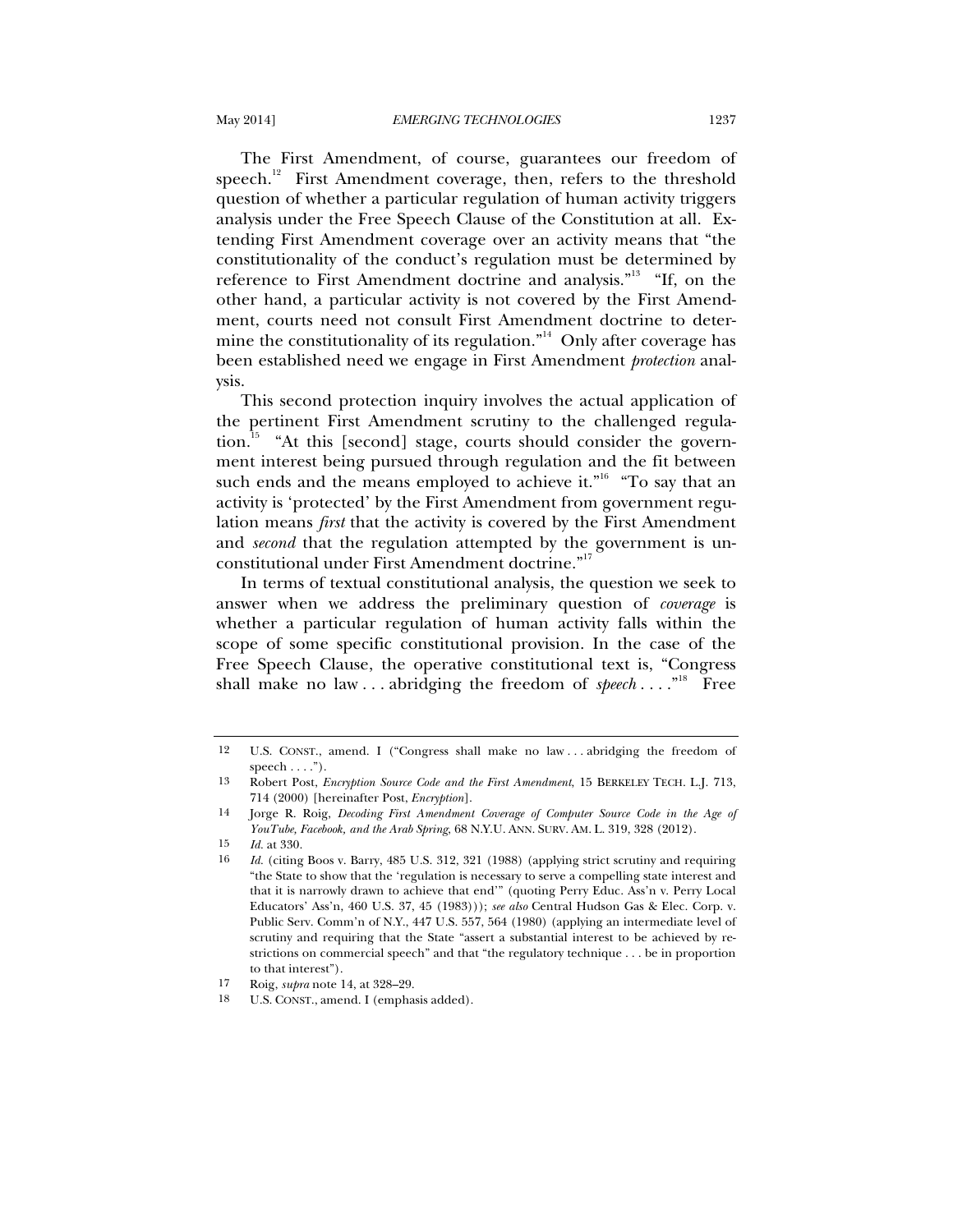The First Amendment, of course, guarantees our freedom of speech.[12] First Amendment coverage, then, refers to the threshold question of whether a particular regulation of human activity triggers analysis under the Free Speech Clause of the Constitution at all. Extending First Amendment coverage over an activity means that "the constitutionality of the conduct's regulation must be determined by reference to First Amendment doctrine and analysis."[13] "If, on the other hand, a particular activity is not covered by the First Amendment, courts need not consult First Amendment doctrine to determine the constitutionality of its regulation."[14] Only after coverage has been established need we engage in First Amendment *protection* analysis.

This second protection inquiry involves the actual application of the pertinent First Amendment scrutiny to the challenged regulation.[15] "At this [second] stage, courts should consider the government interest being pursued through regulation and the fit between such ends and the means employed to achieve it."[16] "To say that an activity is 'protected' by the First Amendment from government regulation means *first* that the activity is covered by the First Amendment and *second* that the regulation attempted by the government is unconstitutional under First Amendment doctrine."[17]

In terms of textual constitutional analysis, the question we seek to answer when we address the preliminary question of *coverage* is whether a particular regulation of human activity falls within the scope of some specific constitutional provision. In the case of the Free Speech Clause, the operative constitutional text is, "Congress shall make no law . . . abridging the freedom of *speech* . . . ."[18] Free

---

12 U.S. CONST., amend. I ("Congress shall make no law . . . abridging the freedom of speech . . . .").

13 Robert Post, *Encryption Source Code and the First Amendment*, 15 BERKELEY TECH. L.J. 713, 714 (2000) [hereinafter Post, *Encryption*].

14 Jorge R. Roig, *Decoding First Amendment Coverage of Computer Source Code in the Age of YouTube, Facebook, and the Arab Spring*, 68 N.Y.U. ANN. SURV. AM. L. 319, 328 (2012).

15 *Id.* at 330.

16 *Id.* (citing Boos v. Barry, 485 U.S. 312, 321 (1988) (applying strict scrutiny and requiring "the State to show that the 'regulation is necessary to serve a compelling state interest and that it is narrowly drawn to achieve that end'" (quoting Perry Educ. Ass'n v. Perry Local Educators' Ass'n, 460 U.S. 37, 45 (1983))); *see also* Central Hudson Gas & Elec. Corp. v. Public Serv. Comm'n of N.Y., 447 U.S. 557, 564 (1980) (applying an intermediate level of scrutiny and requiring that the State "assert a substantial interest to be achieved by restrictions on commercial speech" and that "the regulatory technique . . . be in proportion to that interest").

17 Roig, *supra* note 14, at 328–29.

18 U.S. CONST., amend. I (emphasis added).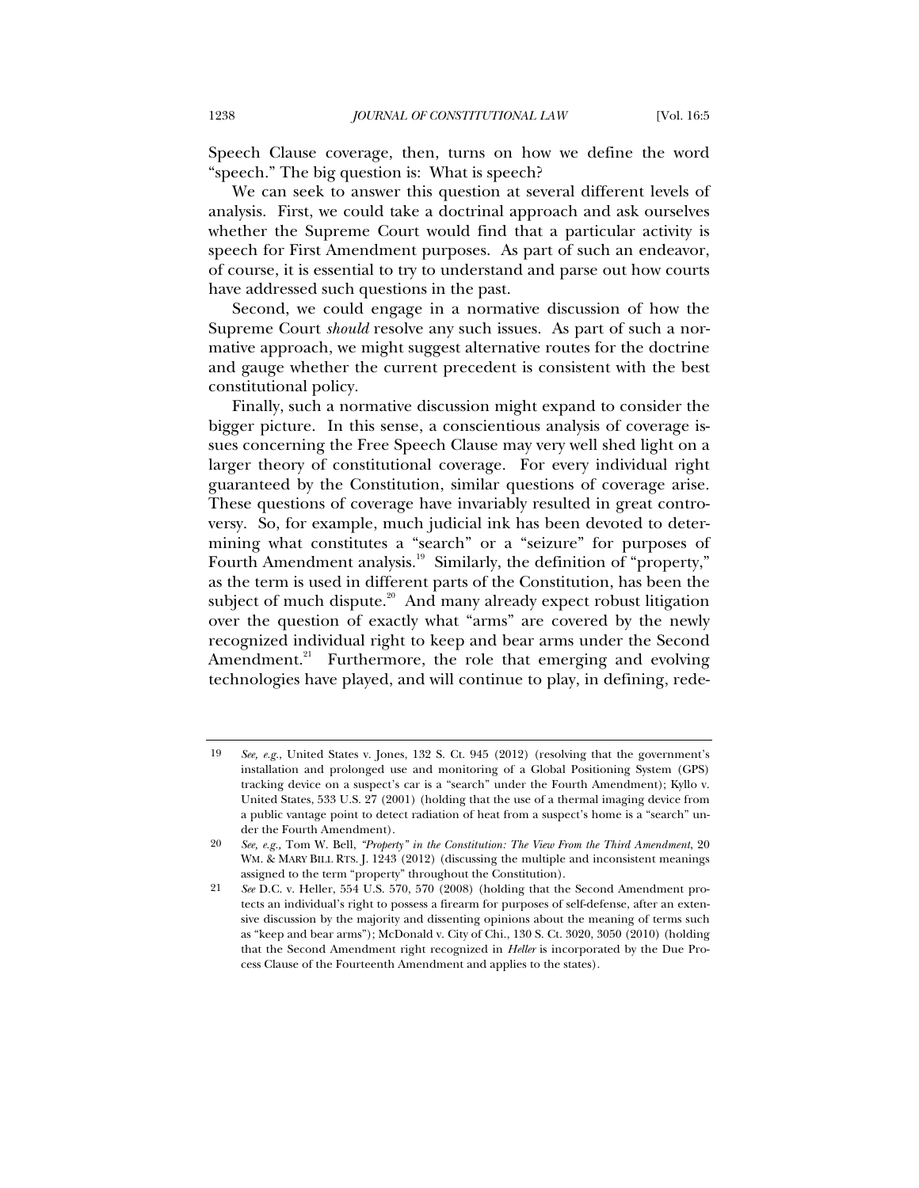Speech Clause coverage, then, turns on how we define the word "speech." The big question is: What is speech?

We can seek to answer this question at several different levels of analysis. First, we could take a doctrinal approach and ask ourselves whether the Supreme Court would find that a particular activity is speech for First Amendment purposes. As part of such an endeavor, of course, it is essential to try to understand and parse out how courts have addressed such questions in the past.

Second, we could engage in a normative discussion of how the Supreme Court *should* resolve any such issues. As part of such a normative approach, we might suggest alternative routes for the doctrine and gauge whether the current precedent is consistent with the best constitutional policy.

Finally, such a normative discussion might expand to consider the bigger picture. In this sense, a conscientious analysis of coverage issues concerning the Free Speech Clause may very well shed light on a larger theory of constitutional coverage. For every individual right guaranteed by the Constitution, similar questions of coverage arise. These questions of coverage have invariably resulted in great controversy. So, for example, much judicial ink has been devoted to determining what constitutes a "search" or a "seizure" for purposes of Fourth Amendment analysis.[19] Similarly, the definition of "property," as the term is used in different parts of the Constitution, has been the subject of much dispute.[20] And many already expect robust litigation over the question of exactly what "arms" are covered by the newly recognized individual right to keep and bear arms under the Second Amendment.[21] Furthermore, the role that emerging and evolving technologies have played, and will continue to play, in defining, rede-

---

19 *See, e.g.*, United States v. Jones, 132 S. Ct. 945 (2012) (resolving that the government's installation and prolonged use and monitoring of a Global Positioning System (GPS) tracking device on a suspect's car is a "search" under the Fourth Amendment); Kyllo v. United States, 533 U.S. 27 (2001) (holding that the use of a thermal imaging device from a public vantage point to detect radiation of heat from a suspect's home is a "search" under the Fourth Amendment).

20 *See, e.g.,* Tom W. Bell, *"Property" in the Constitution: The View From the Third Amendment*, 20 WM. & MARY BILL RTS. J. 1243 (2012) (discussing the multiple and inconsistent meanings assigned to the term "property" throughout the Constitution).

21 *See* D.C. v. Heller, 554 U.S. 570, 570 (2008) (holding that the Second Amendment protects an individual's right to possess a firearm for purposes of self-defense, after an extensive discussion by the majority and dissenting opinions about the meaning of terms such as "keep and bear arms"); McDonald v. City of Chi., 130 S. Ct. 3020, 3050 (2010) (holding that the Second Amendment right recognized in *Heller* is incorporated by the Due Process Clause of the Fourteenth Amendment and applies to the states).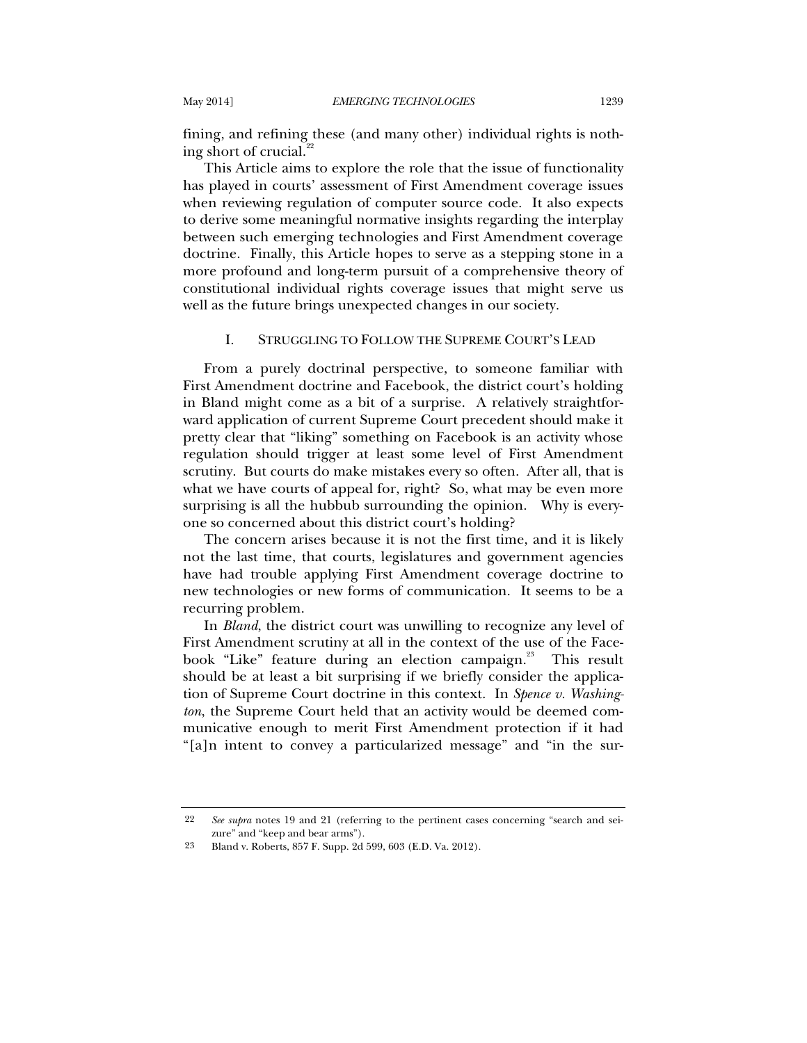fining, and refining these (and many other) individual rights is nothing short of crucial.[22]

This Article aims to explore the role that the issue of functionality has played in courts' assessment of First Amendment coverage issues when reviewing regulation of computer source code. It also expects to derive some meaningful normative insights regarding the interplay between such emerging technologies and First Amendment coverage doctrine. Finally, this Article hopes to serve as a stepping stone in a more profound and long-term pursuit of a comprehensive theory of constitutional individual rights coverage issues that might serve us well as the future brings unexpected changes in our society.

## I. STRUGGLING TO FOLLOW THE SUPREME COURT'S LEAD

From a purely doctrinal perspective, to someone familiar with First Amendment doctrine and Facebook, the district court's holding in Bland might come as a bit of a surprise. A relatively straightforward application of current Supreme Court precedent should make it pretty clear that "liking" something on Facebook is an activity whose regulation should trigger at least some level of First Amendment scrutiny. But courts do make mistakes every so often. After all, that is what we have courts of appeal for, right? So, what may be even more surprising is all the hubbub surrounding the opinion. Why is everyone so concerned about this district court's holding?

The concern arises because it is not the first time, and it is likely not the last time, that courts, legislatures and government agencies have had trouble applying First Amendment coverage doctrine to new technologies or new forms of communication. It seems to be a recurring problem.

In *Bland*, the district court was unwilling to recognize any level of First Amendment scrutiny at all in the context of the use of the Facebook "Like" feature during an election campaign.[23] This result should be at least a bit surprising if we briefly consider the application of Supreme Court doctrine in this context. In *Spence v. Washington*, the Supreme Court held that an activity would be deemed communicative enough to merit First Amendment protection if it had "[a]n intent to convey a particularized message" and "in the sur-

---

22 *See supra* notes 19 and 21 (referring to the pertinent cases concerning "search and seizure" and "keep and bear arms").

23 Bland v. Roberts, 857 F. Supp. 2d 599, 603 (E.D. Va. 2012).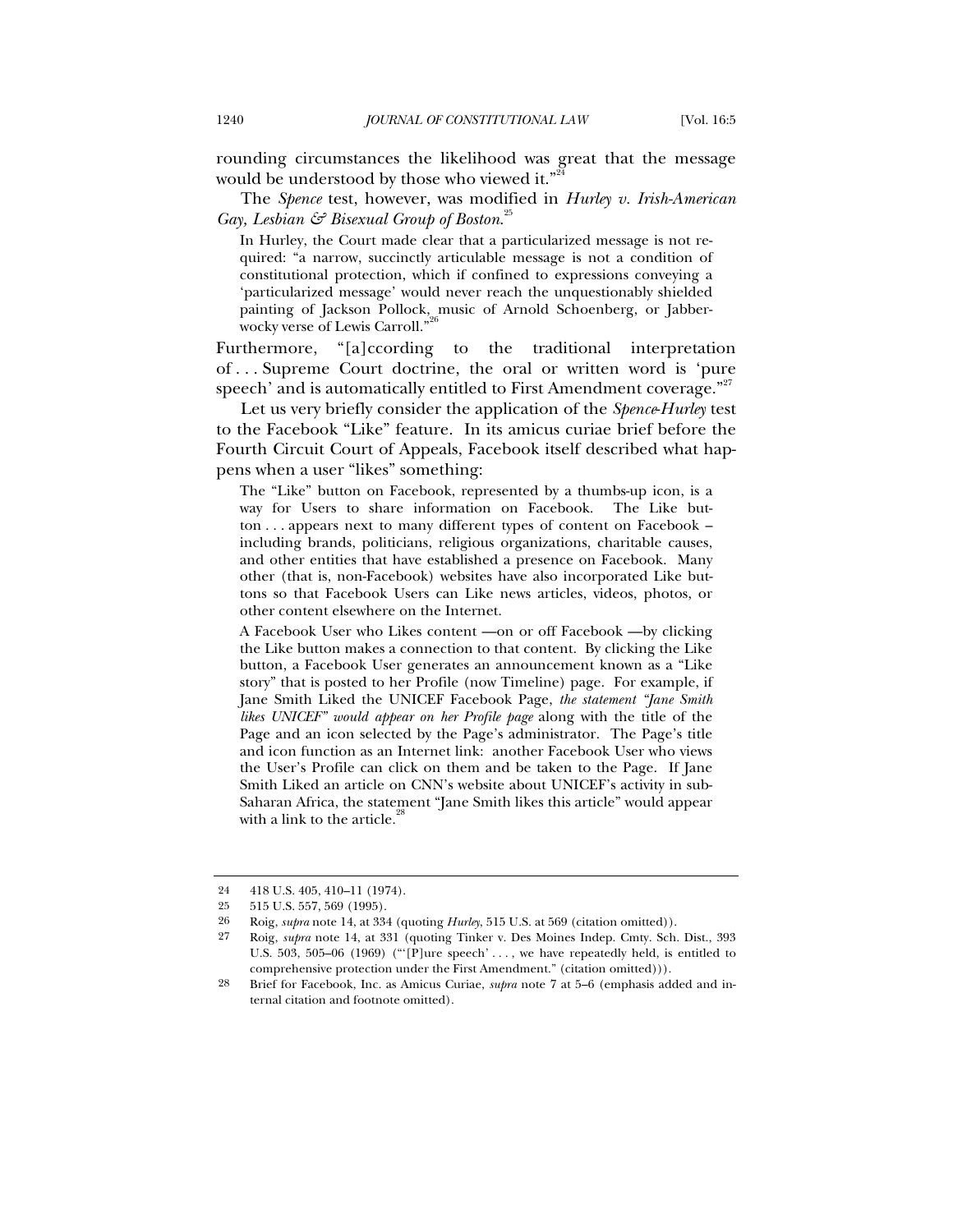rounding circumstances the likelihood was great that the message would be understood by those who viewed it."[24]

The *Spence* test, however, was modified in *Hurley v. Irish-American Gay, Lesbian & Bisexual Group of Boston*.[25]

> In Hurley, the Court made clear that a particularized message is not required: "a narrow, succinctly articulable message is not a condition of constitutional protection, which if confined to expressions conveying a 'particularized message' would never reach the unquestionably shielded painting of Jackson Pollock, music of Arnold Schoenberg, or Jabberwocky verse of Lewis Carroll."[26]

Furthermore, "[a]ccording to the traditional interpretation of . . . Supreme Court doctrine, the oral or written word is 'pure speech' and is automatically entitled to First Amendment coverage."[27]

Let us very briefly consider the application of the *Spence-Hurley* test to the Facebook "Like" feature. In its amicus curiae brief before the Fourth Circuit Court of Appeals, Facebook itself described what happens when a user "likes" something:

> The "Like" button on Facebook, represented by a thumbs-up icon, is a way for Users to share information on Facebook. The Like button . . . appears next to many different types of content on Facebook – including brands, politicians, religious organizations, charitable causes, and other entities that have established a presence on Facebook. Many other (that is, non-Facebook) websites have also incorporated Like buttons so that Facebook Users can Like news articles, videos, photos, or other content elsewhere on the Internet.
>
> A Facebook User who Likes content —on or off Facebook —by clicking the Like button makes a connection to that content. By clicking the Like button, a Facebook User generates an announcement known as a "Like story" that is posted to her Profile (now Timeline) page. For example, if Jane Smith Liked the UNICEF Facebook Page, *the statement "Jane Smith likes UNICEF" would appear on her Profile page* along with the title of the Page and an icon selected by the Page's administrator. The Page's title and icon function as an Internet link: another Facebook User who views the User's Profile can click on them and be taken to the Page. If Jane Smith Liked an article on CNN's website about UNICEF's activity in sub-Saharan Africa, the statement "Jane Smith likes this article" would appear with a link to the article.[28]

---

24 418 U.S. 405, 410–11 (1974).

25 515 U.S. 557, 569 (1995).

26 Roig, *supra* note 14, at 334 (quoting *Hurley*, 515 U.S. at 569 (citation omitted)).

27 Roig, *supra* note 14, at 331 (quoting Tinker v. Des Moines Indep. Cmty. Sch. Dist., 393 U.S. 503, 505–06 (1969) ("'[P]ure speech' . . . , we have repeatedly held, is entitled to comprehensive protection under the First Amendment." (citation omitted))).

28 Brief for Facebook, Inc. as Amicus Curiae, *supra* note 7 at 5–6 (emphasis added and internal citation and footnote omitted).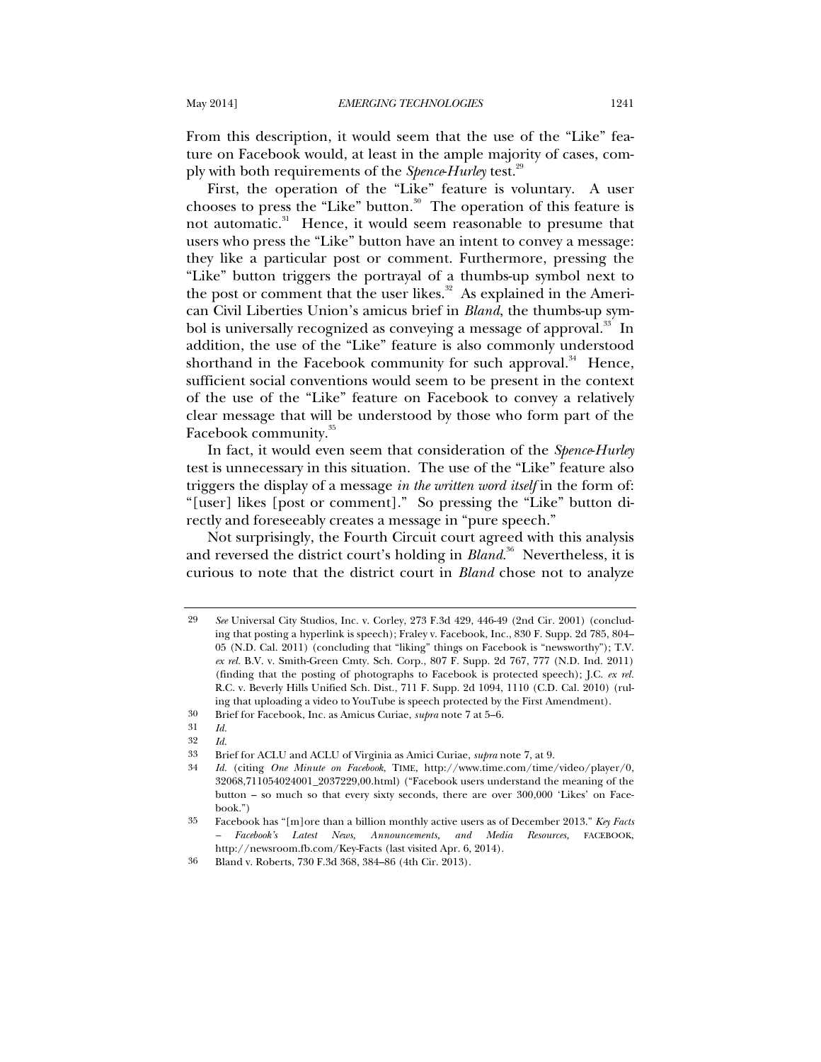From this description, it would seem that the use of the "Like" feature on Facebook would, at least in the ample majority of cases, comply with both requirements of the *Spence-Hurley* test.[29]

First, the operation of the "Like" feature is voluntary. A user chooses to press the "Like" button.[30] The operation of this feature is not automatic.[31] Hence, it would seem reasonable to presume that users who press the "Like" button have an intent to convey a message: they like a particular post or comment. Furthermore, pressing the "Like" button triggers the portrayal of a thumbs-up symbol next to the post or comment that the user likes.[32] As explained in the American Civil Liberties Union's amicus brief in *Bland*, the thumbs-up symbol is universally recognized as conveying a message of approval.[33] In addition, the use of the "Like" feature is also commonly understood shorthand in the Facebook community for such approval.[34] Hence, sufficient social conventions would seem to be present in the context of the use of the "Like" feature on Facebook to convey a relatively clear message that will be understood by those who form part of the Facebook community.[35]

In fact, it would even seem that consideration of the *Spence-Hurley* test is unnecessary in this situation. The use of the "Like" feature also triggers the display of a message *in the written word itself* in the form of: "[user] likes [post or comment]." So pressing the "Like" button directly and foreseeably creates a message in "pure speech."

Not surprisingly, the Fourth Circuit court agreed with this analysis and reversed the district court's holding in *Bland*.[36] Nevertheless, it is curious to note that the district court in *Bland* chose not to analyze

---

29 *See* Universal City Studios, Inc. v. Corley, 273 F.3d 429, 446-49 (2nd Cir. 2001) (concluding that posting a hyperlink is speech); Fraley v. Facebook, Inc., 830 F. Supp. 2d 785, 804–05 (N.D. Cal. 2011) (concluding that "liking" things on Facebook is "newsworthy"); T.V. *ex rel.* B.V. v. Smith-Green Cmty. Sch. Corp., 807 F. Supp. 2d 767, 777 (N.D. Ind. 2011) (finding that the posting of photographs to Facebook is protected speech); J.C. *ex rel.* R.C. v. Beverly Hills Unified Sch. Dist., 711 F. Supp. 2d 1094, 1110 (C.D. Cal. 2010) (ruling that uploading a video to YouTube is speech protected by the First Amendment).

30 Brief for Facebook, Inc. as Amicus Curiae, *supra* note 7 at 5–6.

31 *Id.*

32 *Id.*

33 Brief for ACLU and ACLU of Virginia as Amici Curiae, *supra* note 7, at 9.

34 *Id.* (citing *One Minute on Facebook*, TIME, http://www.time.com/time/video/player/0,32068,711054024001_2037229,00.html) ("Facebook users understand the meaning of the button – so much so that every sixty seconds, there are over 300,000 'Likes' on Facebook.")

35 Facebook has "[m]ore than a billion monthly active users as of December 2013." *Key Facts – Facebook's Latest News, Announcements, and Media Resources,* FACEBOOK, http://newsroom.fb.com/Key-Facts (last visited Apr. 6, 2014).

36 Bland v. Roberts, 730 F.3d 368, 384–86 (4th Cir. 2013).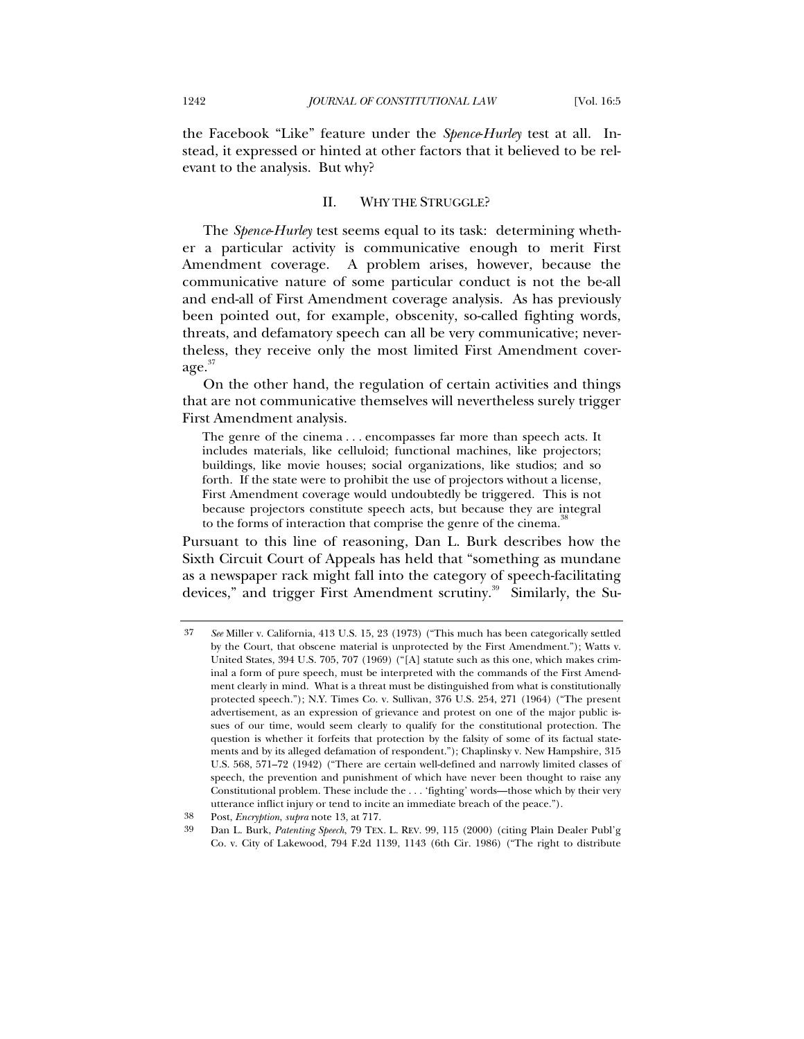the Facebook "Like" feature under the *Spence-Hurley* test at all. Instead, it expressed or hinted at other factors that it believed to be relevant to the analysis. But why?

## II. WHY THE STRUGGLE?

The *Spence-Hurley* test seems equal to its task: determining whether a particular activity is communicative enough to merit First Amendment coverage. A problem arises, however, because the communicative nature of some particular conduct is not the be-all and end-all of First Amendment coverage analysis. As has previously been pointed out, for example, obscenity, so-called fighting words, threats, and defamatory speech can all be very communicative; nevertheless, they receive only the most limited First Amendment coverage.[37]

On the other hand, the regulation of certain activities and things that are not communicative themselves will nevertheless surely trigger First Amendment analysis.

> The genre of the cinema . . . encompasses far more than speech acts. It includes materials, like celluloid; functional machines, like projectors; buildings, like movie houses; social organizations, like studios; and so forth. If the state were to prohibit the use of projectors without a license, First Amendment coverage would undoubtedly be triggered. This is not because projectors constitute speech acts, but because they are integral to the forms of interaction that comprise the genre of the cinema.[38]

Pursuant to this line of reasoning, Dan L. Burk describes how the Sixth Circuit Court of Appeals has held that "something as mundane as a newspaper rack might fall into the category of speech-facilitating devices," and trigger First Amendment scrutiny.[39] Similarly, the Su-

---

37 *See* Miller v. California, 413 U.S. 15, 23 (1973) ("This much has been categorically settled by the Court, that obscene material is unprotected by the First Amendment."); Watts v. United States, 394 U.S. 705, 707 (1969) ("[A] statute such as this one, which makes criminal a form of pure speech, must be interpreted with the commands of the First Amendment clearly in mind. What is a threat must be distinguished from what is constitutionally protected speech."); N.Y. Times Co. v. Sullivan, 376 U.S. 254, 271 (1964) ("The present advertisement, as an expression of grievance and protest on one of the major public issues of our time, would seem clearly to qualify for the constitutional protection. The question is whether it forfeits that protection by the falsity of some of its factual statements and by its alleged defamation of respondent."); Chaplinsky v. New Hampshire, 315 U.S. 568, 571–72 (1942) ("There are certain well-defined and narrowly limited classes of speech, the prevention and punishment of which have never been thought to raise any Constitutional problem. These include the . . . 'fighting' words—those which by their very utterance inflict injury or tend to incite an immediate breach of the peace.").

38 Post, *Encryption*, *supra* note 13, at 717.

39 Dan L. Burk, *Patenting Speech*, 79 TEX. L. REV. 99, 115 (2000) (citing Plain Dealer Publ'g Co. v. City of Lakewood, 794 F.2d 1139, 1143 (6th Cir. 1986) ("The right to distribute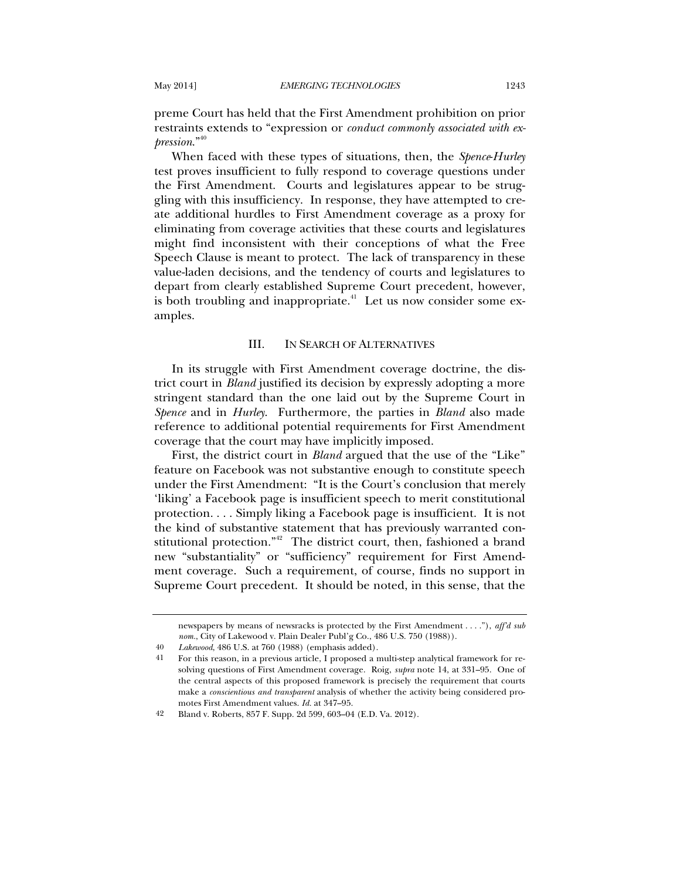preme Court has held that the First Amendment prohibition on prior restraints extends to "expression or *conduct commonly associated with expression*."[40]

When faced with these types of situations, then, the *Spence-Hurley* test proves insufficient to fully respond to coverage questions under the First Amendment. Courts and legislatures appear to be struggling with this insufficiency. In response, they have attempted to create additional hurdles to First Amendment coverage as a proxy for eliminating from coverage activities that these courts and legislatures might find inconsistent with their conceptions of what the Free Speech Clause is meant to protect. The lack of transparency in these value-laden decisions, and the tendency of courts and legislatures to depart from clearly established Supreme Court precedent, however, is both troubling and inappropriate.[41] Let us now consider some examples.

## III. IN SEARCH OF ALTERNATIVES

In its struggle with First Amendment coverage doctrine, the district court in *Bland* justified its decision by expressly adopting a more stringent standard than the one laid out by the Supreme Court in *Spence* and in *Hurley*. Furthermore, the parties in *Bland* also made reference to additional potential requirements for First Amendment coverage that the court may have implicitly imposed.

First, the district court in *Bland* argued that the use of the "Like" feature on Facebook was not substantive enough to constitute speech under the First Amendment: "It is the Court's conclusion that merely 'liking' a Facebook page is insufficient speech to merit constitutional protection. . . . Simply liking a Facebook page is insufficient. It is not the kind of substantive statement that has previously warranted constitutional protection."[42] The district court, then, fashioned a brand new "substantiality" or "sufficiency" requirement for First Amendment coverage. Such a requirement, of course, finds no support in Supreme Court precedent. It should be noted, in this sense, that the

---

newspapers by means of newsracks is protected by the First Amendment . . . ."), *aff'd sub nom.*, City of Lakewood v. Plain Dealer Publ'g Co., 486 U.S. 750 (1988)).

40 *Lakewood*, 486 U.S. at 760 (1988) (emphasis added).

41 For this reason, in a previous article, I proposed a multi-step analytical framework for resolving questions of First Amendment coverage. Roig, *supra* note 14, at 331–95. One of the central aspects of this proposed framework is precisely the requirement that courts make a *conscientious and transparent* analysis of whether the activity being considered promotes First Amendment values. *Id.* at 347–95.

42 Bland v. Roberts, 857 F. Supp. 2d 599, 603–04 (E.D. Va. 2012).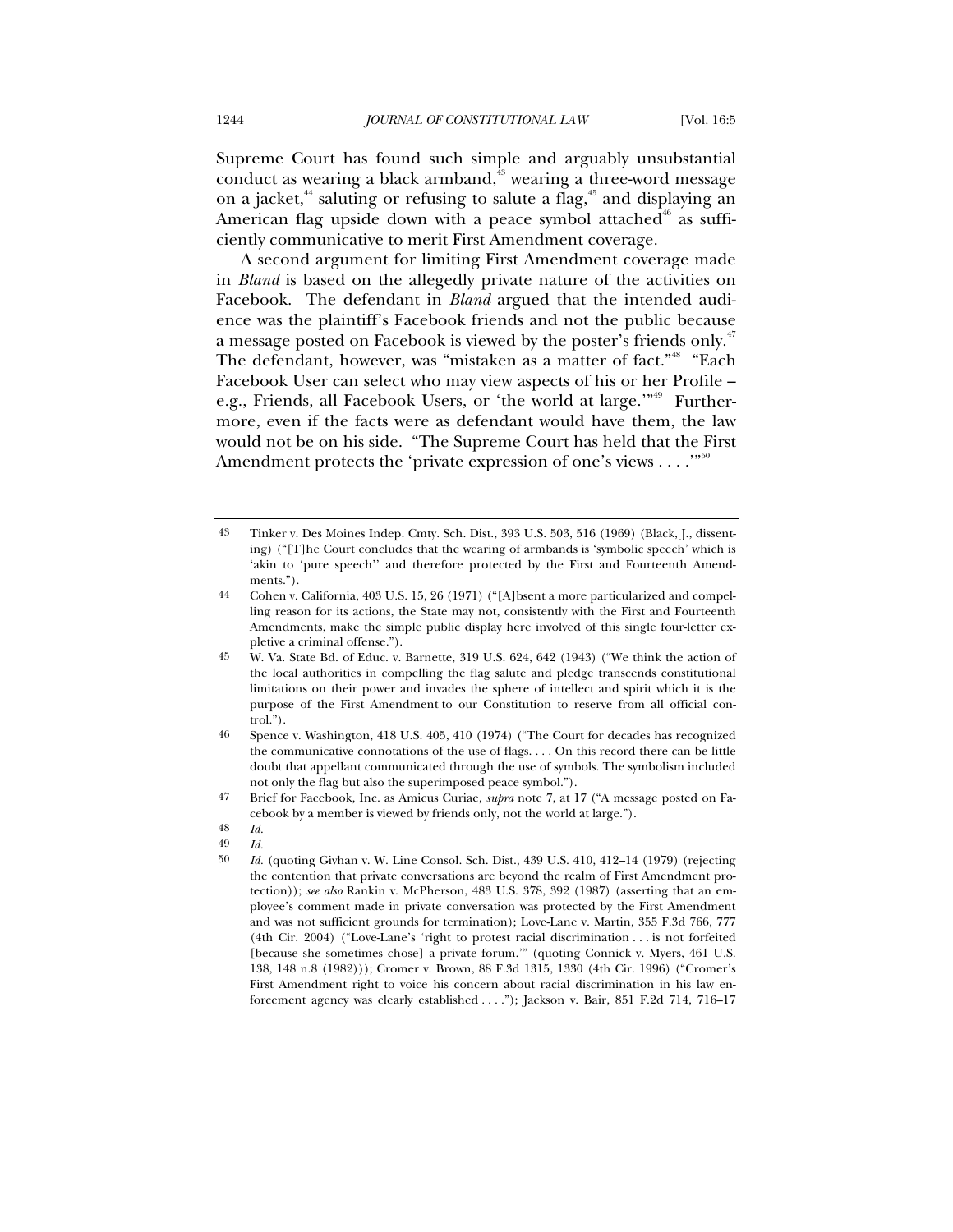Supreme Court has found such simple and arguably unsubstantial conduct as wearing a black armband,[43] wearing a three-word message on a jacket,[44] saluting or refusing to salute a flag,[45] and displaying an American flag upside down with a peace symbol attached[46] as sufficiently communicative to merit First Amendment coverage.

A second argument for limiting First Amendment coverage made in *Bland* is based on the allegedly private nature of the activities on Facebook. The defendant in *Bland* argued that the intended audience was the plaintiff's Facebook friends and not the public because a message posted on Facebook is viewed by the poster's friends only.[47] The defendant, however, was "mistaken as a matter of fact."[48] "Each Facebook User can select who may view aspects of his or her Profile – e.g., Friends, all Facebook Users, or 'the world at large.'"[49] Furthermore, even if the facts were as defendant would have them, the law would not be on his side. "The Supreme Court has held that the First Amendment protects the 'private expression of one's views . . . .'"[50]

---

43 Tinker v. Des Moines Indep. Cmty. Sch. Dist., 393 U.S. 503, 516 (1969) (Black, J., dissenting) ("[T]he Court concludes that the wearing of armbands is 'symbolic speech' which is 'akin to 'pure speech'' and therefore protected by the First and Fourteenth Amendments.").

44 Cohen v. California, 403 U.S. 15, 26 (1971) ("[A]bsent a more particularized and compelling reason for its actions, the State may not, consistently with the First and Fourteenth Amendments, make the simple public display here involved of this single four-letter expletive a criminal offense.").

45 W. Va. State Bd. of Educ. v. Barnette, 319 U.S. 624, 642 (1943) ("We think the action of the local authorities in compelling the flag salute and pledge transcends constitutional limitations on their power and invades the sphere of intellect and spirit which it is the purpose of the First Amendment to our Constitution to reserve from all official control.").

46 Spence v. Washington, 418 U.S. 405, 410 (1974) ("The Court for decades has recognized the communicative connotations of the use of flags. . . . On this record there can be little doubt that appellant communicated through the use of symbols. The symbolism included not only the flag but also the superimposed peace symbol.").

47 Brief for Facebook, Inc. as Amicus Curiae, *supra* note 7, at 17 ("A message posted on Facebook by a member is viewed by friends only, not the world at large.").

48 *Id.*

49 *Id.*

50 *Id.* (quoting Givhan v. W. Line Consol. Sch. Dist., 439 U.S. 410, 412–14 (1979) (rejecting the contention that private conversations are beyond the realm of First Amendment protection)); *see also* Rankin v. McPherson, 483 U.S. 378, 392 (1987) (asserting that an employee's comment made in private conversation was protected by the First Amendment and was not sufficient grounds for termination); Love-Lane v. Martin, 355 F.3d 766, 777 (4th Cir. 2004) ("Love-Lane's 'right to protest racial discrimination . . . is not forfeited [because she sometimes chose] a private forum.'" (quoting Connick v. Myers, 461 U.S. 138, 148 n.8 (1982))); Cromer v. Brown, 88 F.3d 1315, 1330 (4th Cir. 1996) ("Cromer's First Amendment right to voice his concern about racial discrimination in his law enforcement agency was clearly established . . . ."); Jackson v. Bair, 851 F.2d 714, 716–17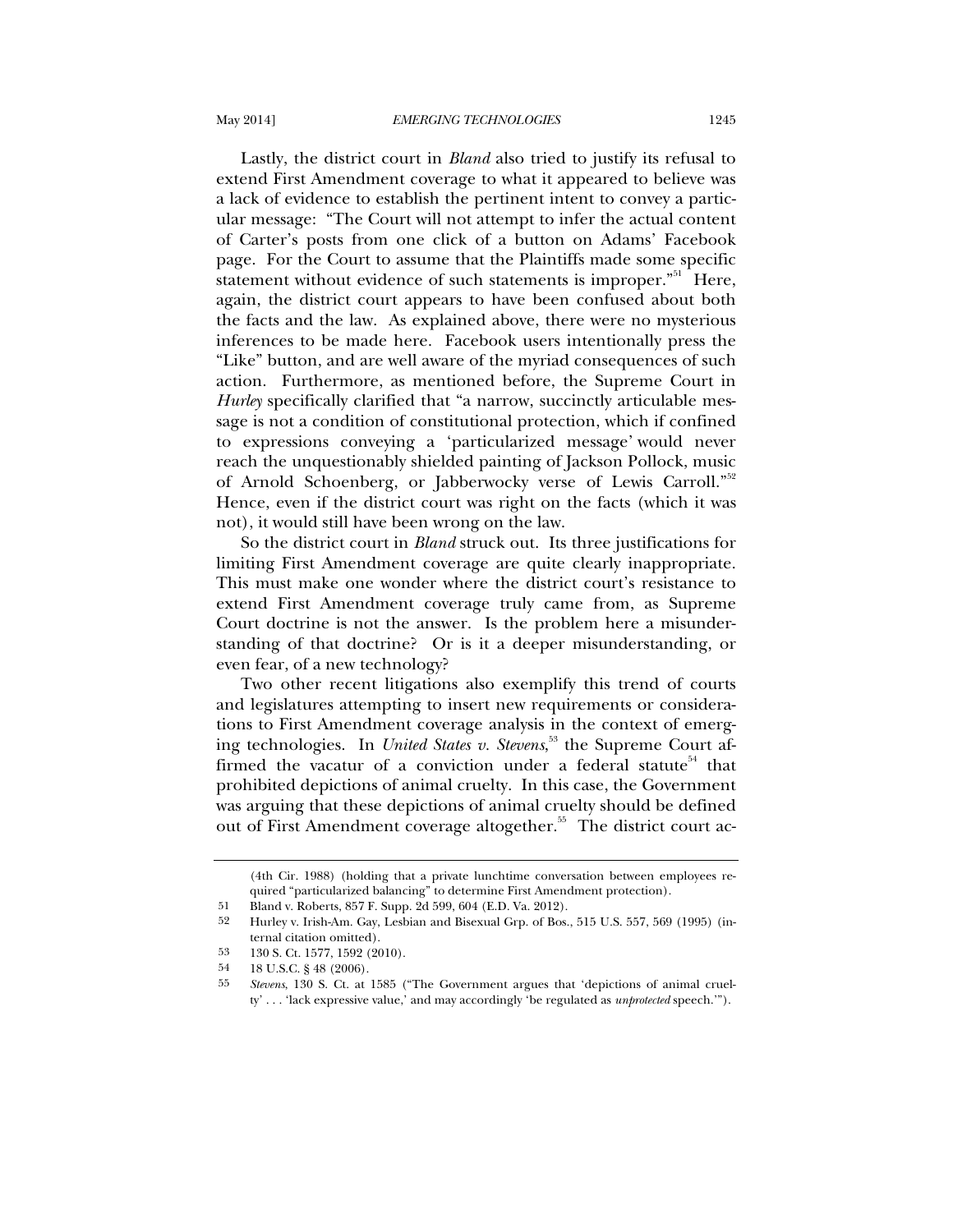Lastly, the district court in *Bland* also tried to justify its refusal to extend First Amendment coverage to what it appeared to believe was a lack of evidence to establish the pertinent intent to convey a particular message: "The Court will not attempt to infer the actual content of Carter's posts from one click of a button on Adams' Facebook page. For the Court to assume that the Plaintiffs made some specific statement without evidence of such statements is improper."[51] Here, again, the district court appears to have been confused about both the facts and the law. As explained above, there were no mysterious inferences to be made here. Facebook users intentionally press the "Like" button, and are well aware of the myriad consequences of such action. Furthermore, as mentioned before, the Supreme Court in *Hurley* specifically clarified that "a narrow, succinctly articulable message is not a condition of constitutional protection, which if confined to expressions conveying a 'particularized message' would never reach the unquestionably shielded painting of Jackson Pollock, music of Arnold Schoenberg, or Jabberwocky verse of Lewis Carroll."[52] Hence, even if the district court was right on the facts (which it was not), it would still have been wrong on the law.

So the district court in *Bland* struck out. Its three justifications for limiting First Amendment coverage are quite clearly inappropriate. This must make one wonder where the district court's resistance to extend First Amendment coverage truly came from, as Supreme Court doctrine is not the answer. Is the problem here a misunderstanding of that doctrine? Or is it a deeper misunderstanding, or even fear, of a new technology?

Two other recent litigations also exemplify this trend of courts and legislatures attempting to insert new requirements or considerations to First Amendment coverage analysis in the context of emerging technologies. In *United States v. Stevens*,[53] the Supreme Court affirmed the vacatur of a conviction under a federal statute[54] that prohibited depictions of animal cruelty. In this case, the Government was arguing that these depictions of animal cruelty should be defined out of First Amendment coverage altogether.[55] The district court ac-

---

(4th Cir. 1988) (holding that a private lunchtime conversation between employees required "particularized balancing" to determine First Amendment protection).

51 Bland v. Roberts, 857 F. Supp. 2d 599, 604 (E.D. Va. 2012).

52 Hurley v. Irish-Am. Gay, Lesbian and Bisexual Grp. of Bos., 515 U.S. 557, 569 (1995) (internal citation omitted).

53 130 S. Ct. 1577, 1592 (2010).

54 18 U.S.C. § 48 (2006).

55 *Stevens*, 130 S. Ct. at 1585 ("The Government argues that 'depictions of animal cruelty' . . . 'lack expressive value,' and may accordingly 'be regulated as *unprotected* speech.'").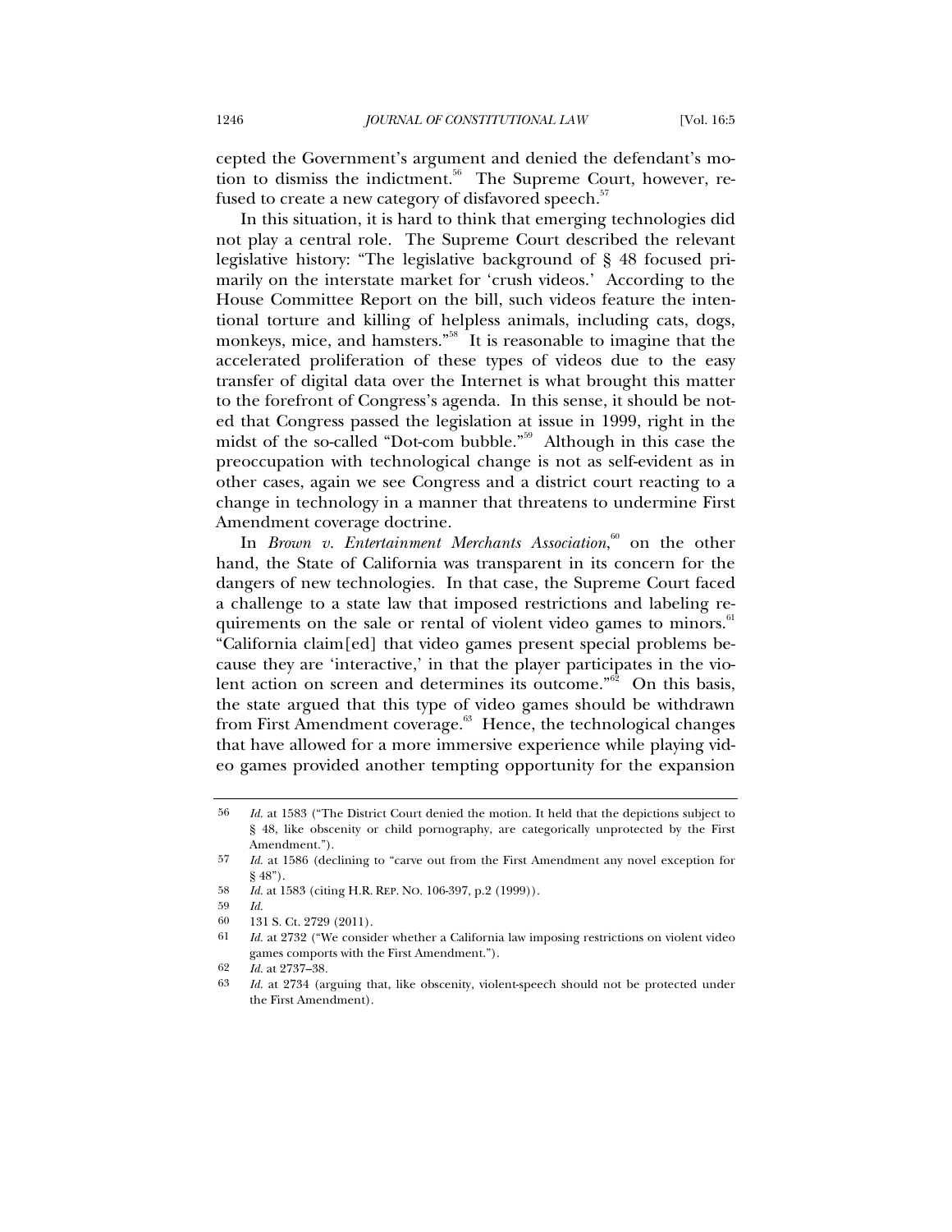cepted the Government's argument and denied the defendant's motion to dismiss the indictment.[56] The Supreme Court, however, refused to create a new category of disfavored speech.[57]

In this situation, it is hard to think that emerging technologies did not play a central role. The Supreme Court described the relevant legislative history: "The legislative background of § 48 focused primarily on the interstate market for 'crush videos.' According to the House Committee Report on the bill, such videos feature the intentional torture and killing of helpless animals, including cats, dogs, monkeys, mice, and hamsters."[58] It is reasonable to imagine that the accelerated proliferation of these types of videos due to the easy transfer of digital data over the Internet is what brought this matter to the forefront of Congress's agenda. In this sense, it should be noted that Congress passed the legislation at issue in 1999, right in the midst of the so-called "Dot-com bubble."[59] Although in this case the preoccupation with technological change is not as self-evident as in other cases, again we see Congress and a district court reacting to a change in technology in a manner that threatens to undermine First Amendment coverage doctrine.

In *Brown v. Entertainment Merchants Association*,[60] on the other hand, the State of California was transparent in its concern for the dangers of new technologies. In that case, the Supreme Court faced a challenge to a state law that imposed restrictions and labeling requirements on the sale or rental of violent video games to minors.[61] "California claim[ed] that video games present special problems because they are 'interactive,' in that the player participates in the violent action on screen and determines its outcome."[62] On this basis, the state argued that this type of video games should be withdrawn from First Amendment coverage.[63] Hence, the technological changes that have allowed for a more immersive experience while playing video games provided another tempting opportunity for the expansion

---

56 *Id.* at 1583 ("The District Court denied the motion. It held that the depictions subject to § 48, like obscenity or child pornography, are categorically unprotected by the First Amendment.").

57 *Id.* at 1586 (declining to "carve out from the First Amendment any novel exception for § 48").

58 *Id.* at 1583 (citing H.R. REP. NO. 106-397, p.2 (1999)).

59 *Id.*

60 131 S. Ct. 2729 (2011).

61 *Id.* at 2732 ("We consider whether a California law imposing restrictions on violent video games comports with the First Amendment.").

62 *Id.* at 2737–38.

63 *Id.* at 2734 (arguing that, like obscenity, violent-speech should not be protected under the First Amendment).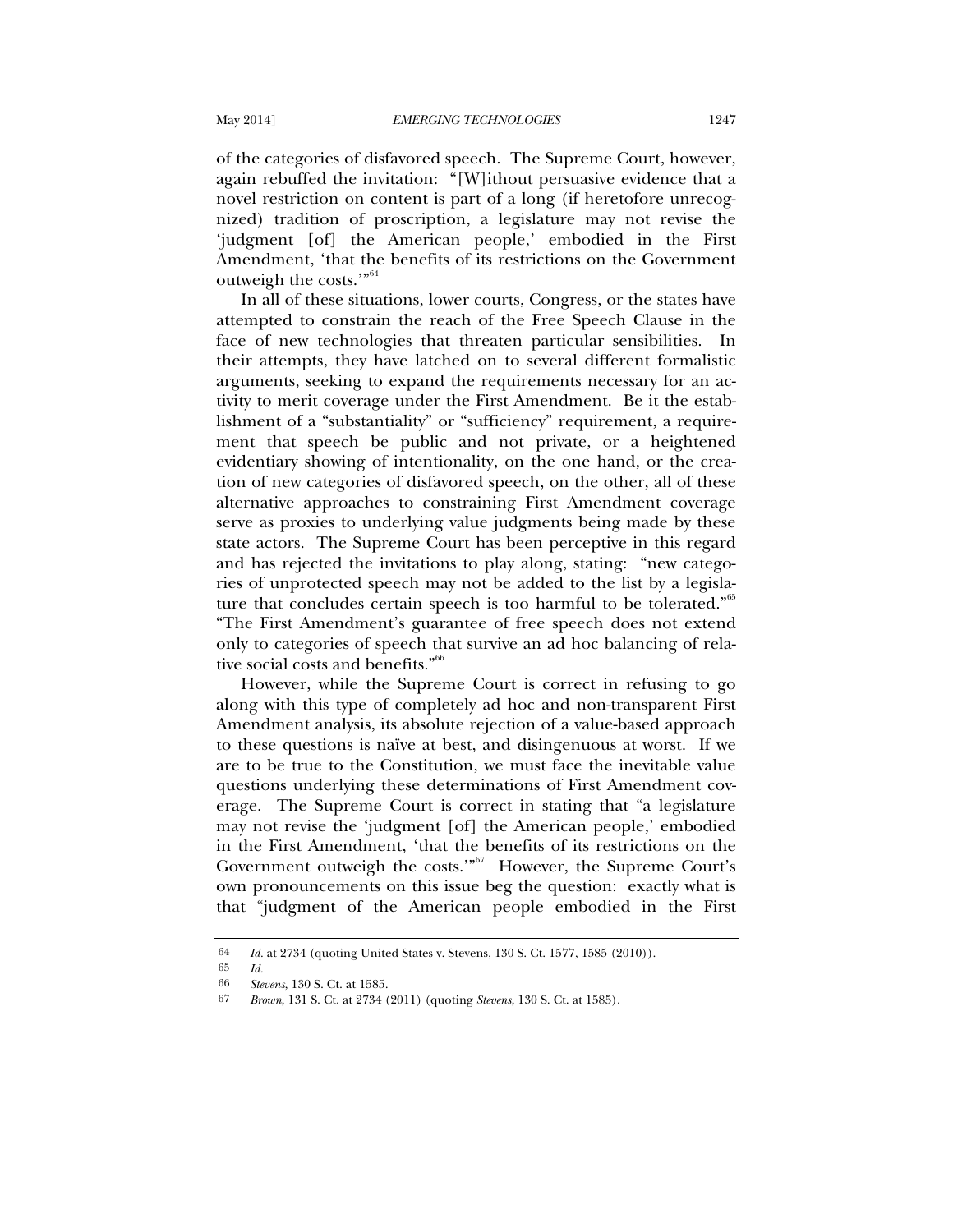of the categories of disfavored speech. The Supreme Court, however, again rebuffed the invitation: "[W]ithout persuasive evidence that a novel restriction on content is part of a long (if heretofore unrecognized) tradition of proscription, a legislature may not revise the 'judgment [of] the American people,' embodied in the First Amendment, 'that the benefits of its restrictions on the Government outweigh the costs.'"[64]

In all of these situations, lower courts, Congress, or the states have attempted to constrain the reach of the Free Speech Clause in the face of new technologies that threaten particular sensibilities. In their attempts, they have latched on to several different formalistic arguments, seeking to expand the requirements necessary for an activity to merit coverage under the First Amendment. Be it the establishment of a "substantiality" or "sufficiency" requirement, a requirement that speech be public and not private, or a heightened evidentiary showing of intentionality, on the one hand, or the creation of new categories of disfavored speech, on the other, all of these alternative approaches to constraining First Amendment coverage serve as proxies to underlying value judgments being made by these state actors. The Supreme Court has been perceptive in this regard and has rejected the invitations to play along, stating: "new categories of unprotected speech may not be added to the list by a legislature that concludes certain speech is too harmful to be tolerated."[65] "The First Amendment's guarantee of free speech does not extend only to categories of speech that survive an ad hoc balancing of relative social costs and benefits."[66]

However, while the Supreme Court is correct in refusing to go along with this type of completely ad hoc and non-transparent First Amendment analysis, its absolute rejection of a value-based approach to these questions is naïve at best, and disingenuous at worst. If we are to be true to the Constitution, we must face the inevitable value questions underlying these determinations of First Amendment coverage. The Supreme Court is correct in stating that "a legislature may not revise the 'judgment [of] the American people,' embodied in the First Amendment, 'that the benefits of its restrictions on the Government outweigh the costs.'"[67] However, the Supreme Court's own pronouncements on this issue beg the question: exactly what is that "judgment of the American people embodied in the First

---

64 *Id.* at 2734 (quoting United States v. Stevens, 130 S. Ct. 1577, 1585 (2010)).

65 *Id.*

66 *Stevens*, 130 S. Ct. at 1585.

67 *Brown*, 131 S. Ct. at 2734 (2011) (quoting *Stevens*, 130 S. Ct. at 1585).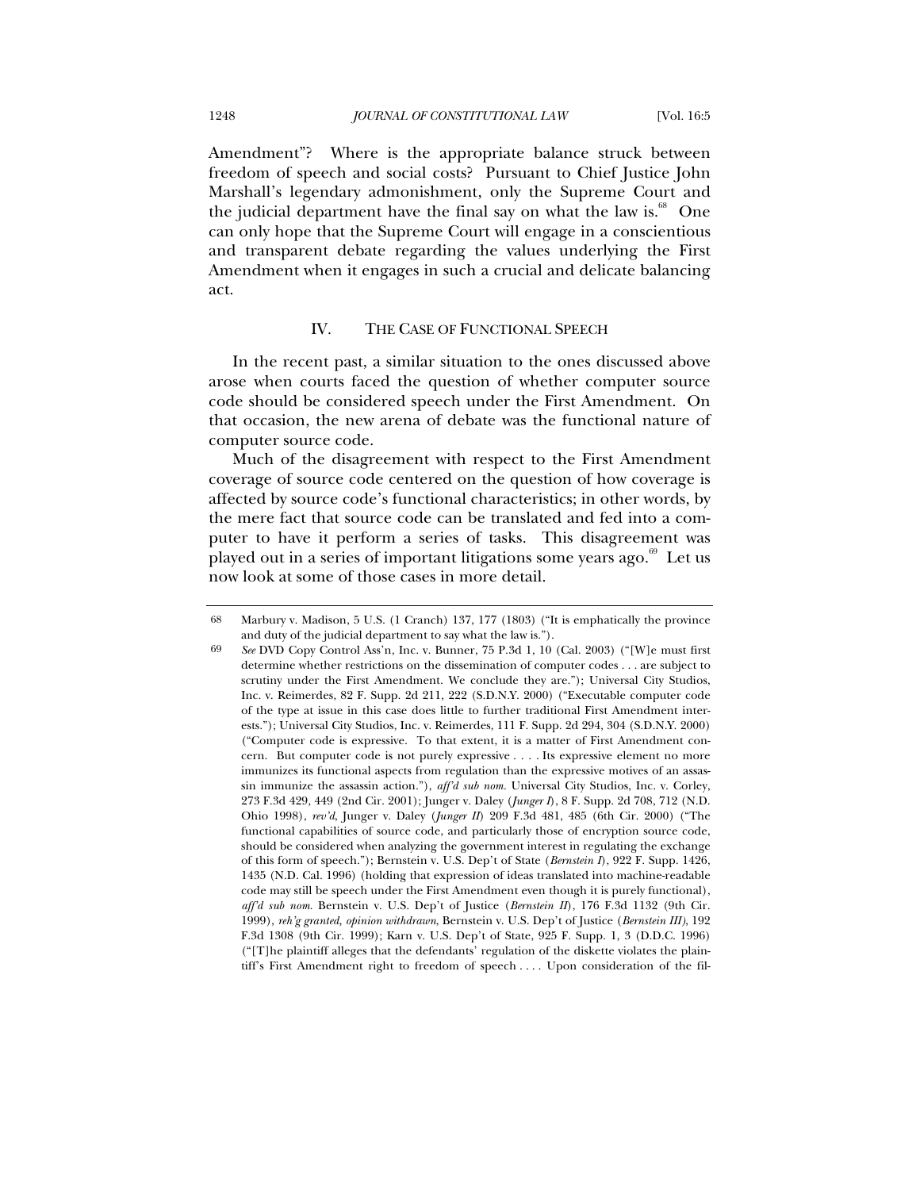Amendment"? Where is the appropriate balance struck between freedom of speech and social costs? Pursuant to Chief Justice John Marshall's legendary admonishment, only the Supreme Court and the judicial department have the final say on what the law is.[68] One can only hope that the Supreme Court will engage in a conscientious and transparent debate regarding the values underlying the First Amendment when it engages in such a crucial and delicate balancing act.

## IV. THE CASE OF FUNCTIONAL SPEECH

In the recent past, a similar situation to the ones discussed above arose when courts faced the question of whether computer source code should be considered speech under the First Amendment. On that occasion, the new arena of debate was the functional nature of computer source code.

Much of the disagreement with respect to the First Amendment coverage of source code centered on the question of how coverage is affected by source code's functional characteristics; in other words, by the mere fact that source code can be translated and fed into a computer to have it perform a series of tasks. This disagreement was played out in a series of important litigations some years ago.[69] Let us now look at some of those cases in more detail.

---

68 Marbury v. Madison, 5 U.S. (1 Cranch) 137, 177 (1803) ("It is emphatically the province and duty of the judicial department to say what the law is.").

69 *See* DVD Copy Control Ass'n, Inc. v. Bunner, 75 P.3d 1, 10 (Cal. 2003) ("[W]e must first determine whether restrictions on the dissemination of computer codes . . . are subject to scrutiny under the First Amendment. We conclude they are."); Universal City Studios, Inc. v. Reimerdes, 82 F. Supp. 2d 211, 222 (S.D.N.Y. 2000) ("Executable computer code of the type at issue in this case does little to further traditional First Amendment interests."); Universal City Studios, Inc. v. Reimerdes, 111 F. Supp. 2d 294, 304 (S.D.N.Y. 2000) ("Computer code is expressive. To that extent, it is a matter of First Amendment concern. But computer code is not purely expressive . . . . Its expressive element no more immunizes its functional aspects from regulation than the expressive motives of an assassin immunize the assassin action."), *aff'd sub nom.* Universal City Studios, Inc. v. Corley, 273 F.3d 429, 449 (2nd Cir. 2001); Junger v. Daley (*Junger I*), 8 F. Supp. 2d 708, 712 (N.D. Ohio 1998), *rev'd*, Junger v. Daley (*Junger II*) 209 F.3d 481, 485 (6th Cir. 2000) ("The functional capabilities of source code, and particularly those of encryption source code, should be considered when analyzing the government interest in regulating the exchange of this form of speech."); Bernstein v. U.S. Dep't of State (*Bernstein I*), 922 F. Supp. 1426, 1435 (N.D. Cal. 1996) (holding that expression of ideas translated into machine-readable code may still be speech under the First Amendment even though it is purely functional), *aff'd sub nom.* Bernstein v. U.S. Dep't of Justice (*Bernstein II*), 176 F.3d 1132 (9th Cir. 1999), *reh'g granted, opinion withdrawn*, Bernstein v. U.S. Dep't of Justice (*Bernstein III*), 192 F.3d 1308 (9th Cir. 1999); Karn v. U.S. Dep't of State, 925 F. Supp. 1, 3 (D.D.C. 1996) ("[T]he plaintiff alleges that the defendants' regulation of the diskette violates the plaintiff's First Amendment right to freedom of speech . . . . Upon consideration of the fil-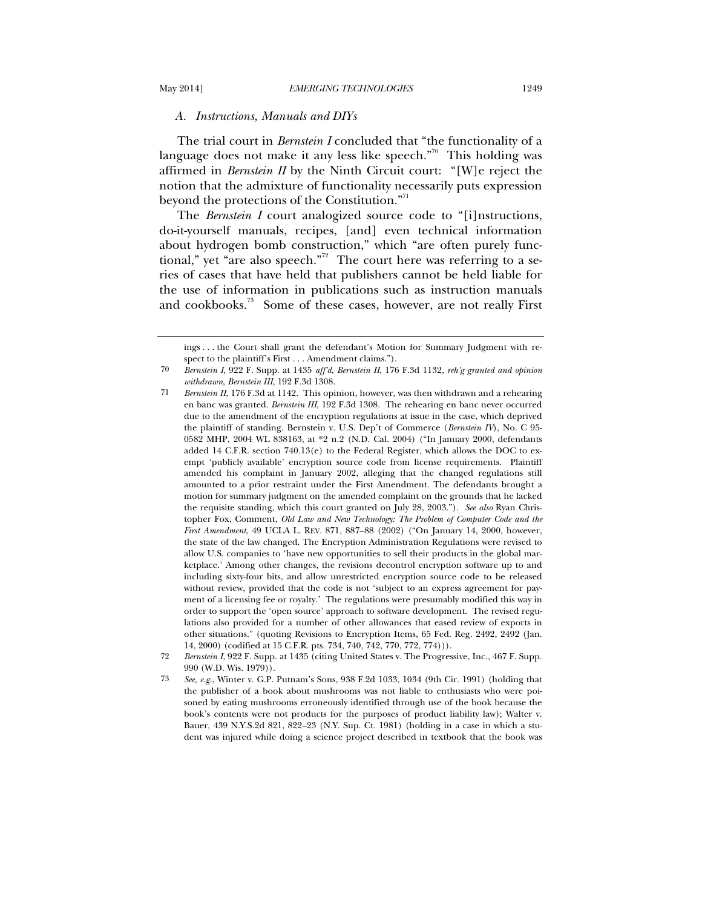### *A. Instructions, Manuals and DIYs*

The trial court in *Bernstein I* concluded that "the functionality of a language does not make it any less like speech."[70] This holding was affirmed in *Bernstein II* by the Ninth Circuit court: "[W]e reject the notion that the admixture of functionality necessarily puts expression beyond the protections of the Constitution."[71]

The *Bernstein I* court analogized source code to "[i]nstructions, do-it-yourself manuals, recipes, [and] even technical information about hydrogen bomb construction," which "are often purely functional," yet "are also speech."[72] The court here was referring to a series of cases that have held that publishers cannot be held liable for the use of information in publications such as instruction manuals and cookbooks.[73] Some of these cases, however, are not really First

---

ings . . . the Court shall grant the defendant's Motion for Summary Judgment with respect to the plaintiff's First . . . Amendment claims.").

70 *Bernstein I*, 922 F. Supp. at 1435 *aff'd*, *Bernstein II*, 176 F.3d 1132, *reh'g granted and opinion withdrawn*, *Bernstein III*, 192 F.3d 1308.

71 *Bernstein II*, 176 F.3d at 1142. This opinion, however, was then withdrawn and a rehearing en banc was granted. *Bernstein III*, 192 F.3d 1308. The rehearing en banc never occurred due to the amendment of the encryption regulations at issue in the case, which deprived the plaintiff of standing. Bernstein v. U.S. Dep't of Commerce (*Bernstein IV*), No. C 95-0582 MHP, 2004 WL 838163, at *2 n.2 (N.D. Cal. 2004) ("In January 2000, defendants added 14 C.F.R. section 740.13(e) to the Federal Register, which allows the DOC to exempt 'publicly available' encryption source code from license requirements. Plaintiff amended his complaint in January 2002, alleging that the changed regulations still amounted to a prior restraint under the First Amendment. The defendants brought a motion for summary judgment on the amended complaint on the grounds that he lacked the requisite standing, which this court granted on July 28, 2003."). *See also* Ryan Christopher Fox, Comment, *Old Law and New Technology: The Problem of Computer Code and the First Amendment*, 49 UCLA L. REV. 871, 887–88 (2002) ("On January 14, 2000, however, the state of the law changed. The Encryption Administration Regulations were revised to allow U.S. companies to 'have new opportunities to sell their products in the global marketplace.' Among other changes, the revisions decontrol encryption software up to and including sixty-four bits, and allow unrestricted encryption source code to be released without review, provided that the code is not 'subject to an express agreement for payment of a licensing fee or royalty.' The regulations were presumably modified this way in order to support the 'open source' approach to software development. The revised regulations also provided for a number of other allowances that eased review of exports in other situations." (quoting Revisions to Encryption Items, 65 Fed. Reg. 2492, 2492 (Jan. 14, 2000) (codified at 15 C.F.R. pts. 734, 740, 742, 770, 772, 774))).

72 *Bernstein I*, 922 F. Supp. at 1435 (citing United States v. The Progressive, Inc., 467 F. Supp. 990 (W.D. Wis. 1979)).

73 *See, e.g.*, Winter v. G.P. Putnam's Sons, 938 F.2d 1033, 1034 (9th Cir. 1991) (holding that the publisher of a book about mushrooms was not liable to enthusiasts who were poisoned by eating mushrooms erroneously identified through use of the book because the book's contents were not products for the purposes of product liability law); Walter v. Bauer, 439 N.Y.S.2d 821, 822–23 (N.Y. Sup. Ct. 1981) (holding in a case in which a student was injured while doing a science project described in textbook that the book was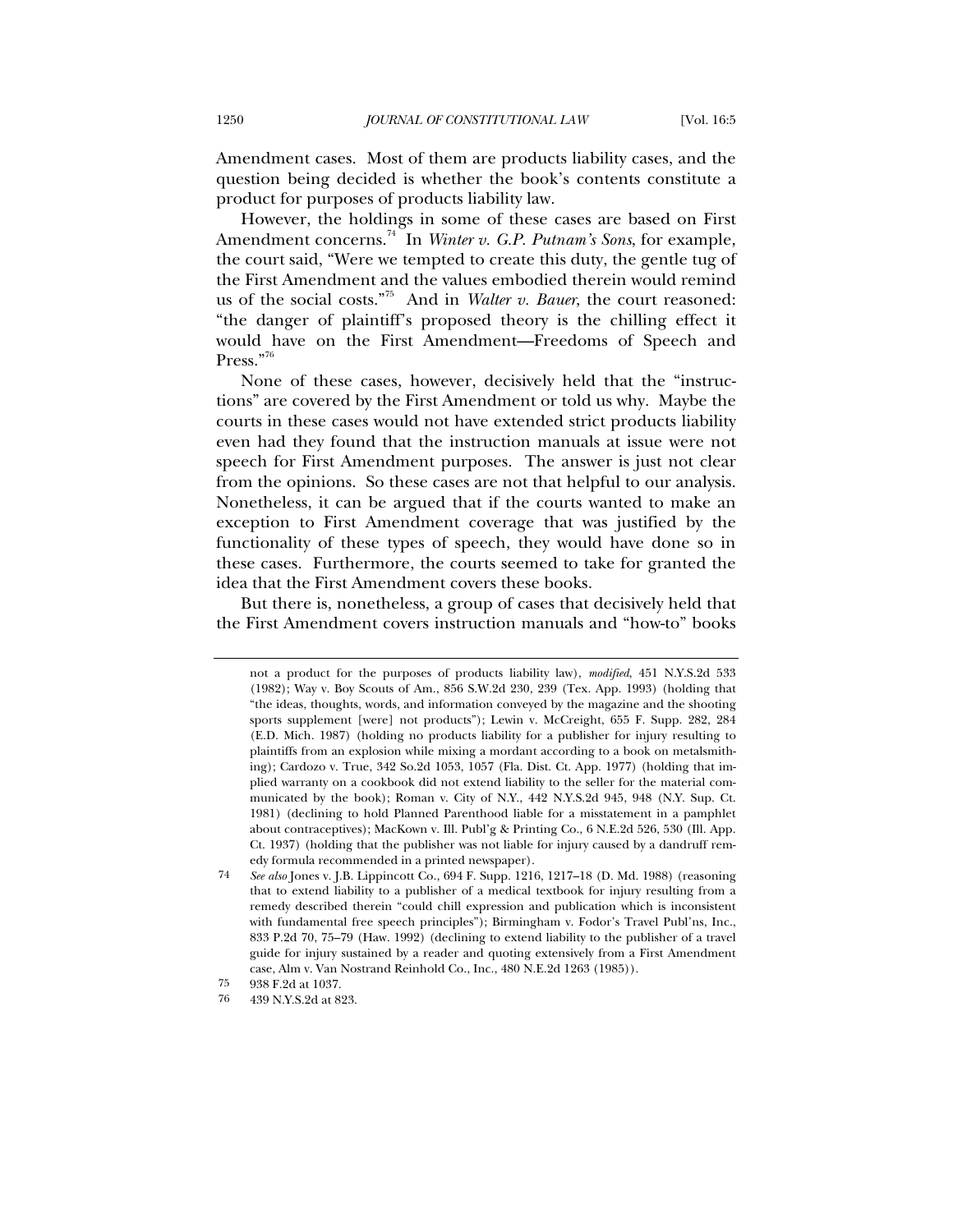Amendment cases. Most of them are products liability cases, and the question being decided is whether the book's contents constitute a product for purposes of products liability law.

However, the holdings in some of these cases are based on First Amendment concerns.[74] In *Winter v. G.P. Putnam's Sons*, for example, the court said, "Were we tempted to create this duty, the gentle tug of the First Amendment and the values embodied therein would remind us of the social costs."[75] And in *Walter v. Bauer*, the court reasoned: "the danger of plaintiff's proposed theory is the chilling effect it would have on the First Amendment—Freedoms of Speech and Press."[76]

None of these cases, however, decisively held that the "instructions" are covered by the First Amendment or told us why. Maybe the courts in these cases would not have extended strict products liability even had they found that the instruction manuals at issue were not speech for First Amendment purposes. The answer is just not clear from the opinions. So these cases are not that helpful to our analysis. Nonetheless, it can be argued that if the courts wanted to make an exception to First Amendment coverage that was justified by the functionality of these types of speech, they would have done so in these cases. Furthermore, the courts seemed to take for granted the idea that the First Amendment covers these books.

But there is, nonetheless, a group of cases that decisively held that the First Amendment covers instruction manuals and "how-to" books

---

not a product for the purposes of products liability law), *modified*, 451 N.Y.S.2d 533 (1982); Way v. Boy Scouts of Am., 856 S.W.2d 230, 239 (Tex. App. 1993) (holding that "the ideas, thoughts, words, and information conveyed by the magazine and the shooting sports supplement [were] not products"); Lewin v. McCreight, 655 F. Supp. 282, 284 (E.D. Mich. 1987) (holding no products liability for a publisher for injury resulting to plaintiffs from an explosion while mixing a mordant according to a book on metalsmithing); Cardozo v. True, 342 So.2d 1053, 1057 (Fla. Dist. Ct. App. 1977) (holding that implied warranty on a cookbook did not extend liability to the seller for the material communicated by the book); Roman v. City of N.Y., 442 N.Y.S.2d 945, 948 (N.Y. Sup. Ct. 1981) (declining to hold Planned Parenthood liable for a misstatement in a pamphlet about contraceptives); MacKown v. Ill. Publ'g & Printing Co., 6 N.E.2d 526, 530 (Ill. App. Ct. 1937) (holding that the publisher was not liable for injury caused by a dandruff remedy formula recommended in a printed newspaper).

74 *See also* Jones v. J.B. Lippincott Co., 694 F. Supp. 1216, 1217–18 (D. Md. 1988) (reasoning that to extend liability to a publisher of a medical textbook for injury resulting from a remedy described therein "could chill expression and publication which is inconsistent with fundamental free speech principles"); Birmingham v. Fodor's Travel Publ'ns, Inc., 833 P.2d 70, 75–79 (Haw. 1992) (declining to extend liability to the publisher of a travel guide for injury sustained by a reader and quoting extensively from a First Amendment case, Alm v. Van Nostrand Reinhold Co., Inc., 480 N.E.2d 1263 (1985)).

75 938 F.2d at 1037.

76 439 N.Y.S.2d at 823.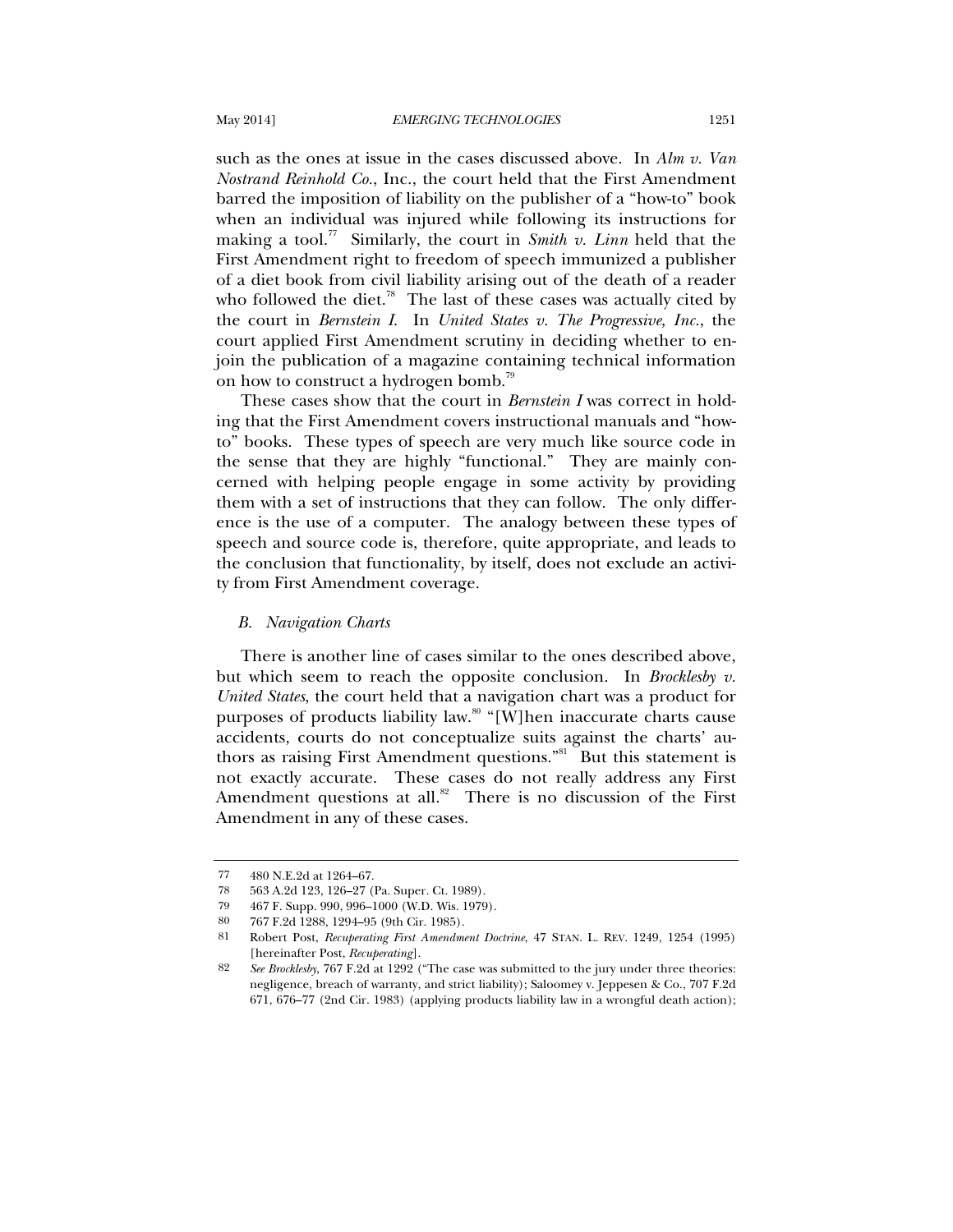such as the ones at issue in the cases discussed above. In *Alm v. Van Nostrand Reinhold Co.,* Inc., the court held that the First Amendment barred the imposition of liability on the publisher of a "how-to" book when an individual was injured while following its instructions for making a tool.[77] Similarly, the court in *Smith v. Linn* held that the First Amendment right to freedom of speech immunized a publisher of a diet book from civil liability arising out of the death of a reader who followed the diet.[78] The last of these cases was actually cited by the court in *Bernstein I*. In *United States v. The Progressive, Inc.*, the court applied First Amendment scrutiny in deciding whether to enjoin the publication of a magazine containing technical information on how to construct a hydrogen bomb.[79]

These cases show that the court in *Bernstein I* was correct in holding that the First Amendment covers instructional manuals and "how-to" books. These types of speech are very much like source code in the sense that they are highly "functional." They are mainly concerned with helping people engage in some activity by providing them with a set of instructions that they can follow. The only difference is the use of a computer. The analogy between these types of speech and source code is, therefore, quite appropriate, and leads to the conclusion that functionality, by itself, does not exclude an activity from First Amendment coverage.

### *B. Navigation Charts*

There is another line of cases similar to the ones described above, but which seem to reach the opposite conclusion. In *Brocklesby v. United States*, the court held that a navigation chart was a product for purposes of products liability law.[80] "[W]hen inaccurate charts cause accidents, courts do not conceptualize suits against the charts' authors as raising First Amendment questions."[81] But this statement is not exactly accurate. These cases do not really address any First Amendment questions at all.[82] There is no discussion of the First Amendment in any of these cases.

---

77 480 N.E.2d at 1264–67.

78 563 A.2d 123, 126–27 (Pa. Super. Ct. 1989).

79 467 F. Supp. 990, 996–1000 (W.D. Wis. 1979).

80 767 F.2d 1288, 1294–95 (9th Cir. 1985).

81 Robert Post, *Recuperating First Amendment Doctrine*, 47 STAN. L. REV. 1249, 1254 (1995) [hereinafter Post, *Recuperating*].

82 *See Brocklesby*, 767 F.2d at 1292 ("The case was submitted to the jury under three theories: negligence, breach of warranty, and strict liability); Saloomey v. Jeppesen & Co., 707 F.2d 671, 676–77 (2nd Cir. 1983) (applying products liability law in a wrongful death action);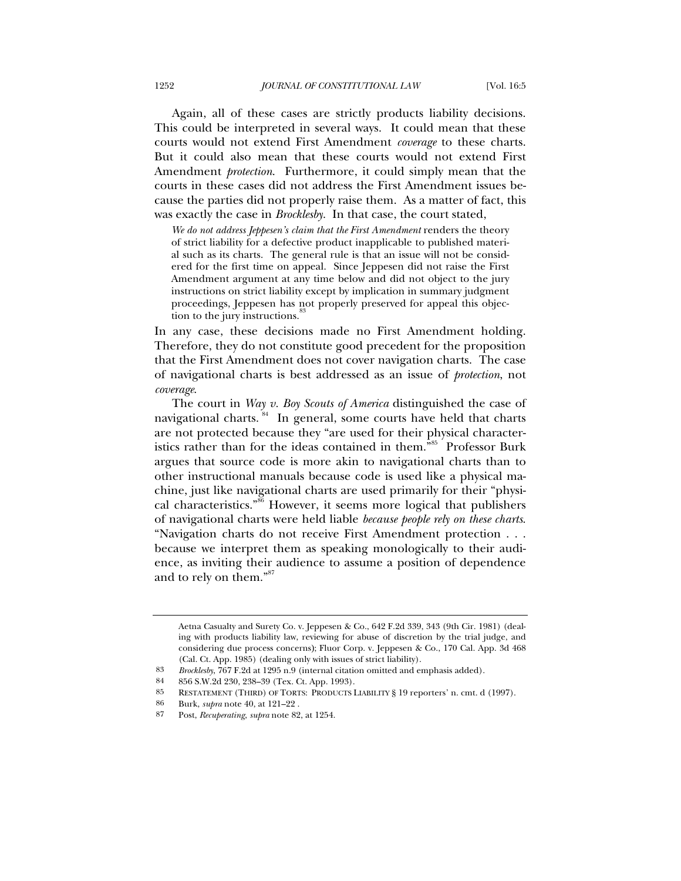Again, all of these cases are strictly products liability decisions. This could be interpreted in several ways. It could mean that these courts would not extend First Amendment *coverage* to these charts. But it could also mean that these courts would not extend First Amendment *protection*. Furthermore, it could simply mean that the courts in these cases did not address the First Amendment issues because the parties did not properly raise them. As a matter of fact, this was exactly the case in *Brocklesby*. In that case, the court stated,

> *We do not address Jeppesen's claim that the First Amendment* renders the theory of strict liability for a defective product inapplicable to published material such as its charts. The general rule is that an issue will not be considered for the first time on appeal. Since Jeppesen did not raise the First Amendment argument at any time below and did not object to the jury instructions on strict liability except by implication in summary judgment proceedings, Jeppesen has not properly preserved for appeal this objection to the jury instructions.[83]

In any case, these decisions made no First Amendment holding. Therefore, they do not constitute good precedent for the proposition that the First Amendment does not cover navigation charts. The case of navigational charts is best addressed as an issue of *protection*, not *coverage*.

The court in *Way v. Boy Scouts of America* distinguished the case of navigational charts.[84] In general, some courts have held that charts are not protected because they "are used for their physical characteristics rather than for the ideas contained in them."[85] Professor Burk argues that source code is more akin to navigational charts than to other instructional manuals because code is used like a physical machine, just like navigational charts are used primarily for their "physical characteristics."[86] However, it seems more logical that publishers of navigational charts were held liable *because people rely on these charts*. "Navigation charts do not receive First Amendment protection . . . because we interpret them as speaking monologically to their audience, as inviting their audience to assume a position of dependence and to rely on them."[87]

---

Aetna Casualty and Surety Co. v. Jeppesen & Co., 642 F.2d 339, 343 (9th Cir. 1981) (dealing with products liability law, reviewing for abuse of discretion by the trial judge, and considering due process concerns); Fluor Corp. v. Jeppesen & Co., 170 Cal. App. 3d 468 (Cal. Ct. App. 1985) (dealing only with issues of strict liability).

83 *Brocklesby*, 767 F.2d at 1295 n.9 (internal citation omitted and emphasis added).

84 856 S.W.2d 230, 238–39 (Tex. Ct. App. 1993).

85 RESTATEMENT (THIRD) OF TORTS: PRODUCTS LIABILITY § 19 reporters' n. cmt. d (1997).

86 Burk, *supra* note 40, at 121–22 .

87 Post, *Recuperating*, *supra* note 82, at 1254.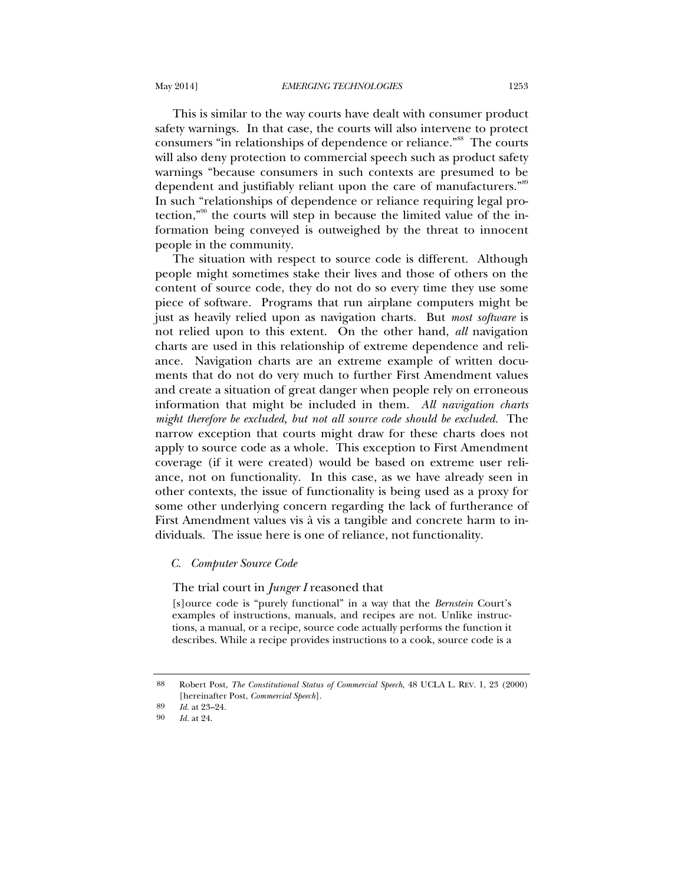This is similar to the way courts have dealt with consumer product safety warnings. In that case, the courts will also intervene to protect consumers "in relationships of dependence or reliance."[88] The courts will also deny protection to commercial speech such as product safety warnings "because consumers in such contexts are presumed to be dependent and justifiably reliant upon the care of manufacturers."[89] In such "relationships of dependence or reliance requiring legal protection,"[90] the courts will step in because the limited value of the information being conveyed is outweighed by the threat to innocent people in the community.

The situation with respect to source code is different. Although people might sometimes stake their lives and those of others on the content of source code, they do not do so every time they use some piece of software. Programs that run airplane computers might be just as heavily relied upon as navigation charts. But *most software* is not relied upon to this extent. On the other hand, *all* navigation charts are used in this relationship of extreme dependence and reliance. Navigation charts are an extreme example of written documents that do not do very much to further First Amendment values and create a situation of great danger when people rely on erroneous information that might be included in them. *All navigation charts might therefore be excluded, but not all source code should be excluded.* The narrow exception that courts might draw for these charts does not apply to source code as a whole. This exception to First Amendment coverage (if it were created) would be based on extreme user reliance, not on functionality. In this case, as we have already seen in other contexts, the issue of functionality is being used as a proxy for some other underlying concern regarding the lack of furtherance of First Amendment values vis à vis a tangible and concrete harm to individuals. The issue here is one of reliance, not functionality.

### C. *Computer Source Code*

The trial court in *Junger I* reasoned that

> [s]ource code is "purely functional" in a way that the *Bernstein* Court's examples of instructions, manuals, and recipes are not. Unlike instructions, a manual, or a recipe, source code actually performs the function it describes. While a recipe provides instructions to a cook, source code is a

---

88 Robert Post, *The Constitutional Status of Commercial Speech*, 48 UCLA L. REV. 1, 23 (2000) [hereinafter Post, *Commercial Speech*].

89 *Id.* at 23–24.

90 *Id.* at 24.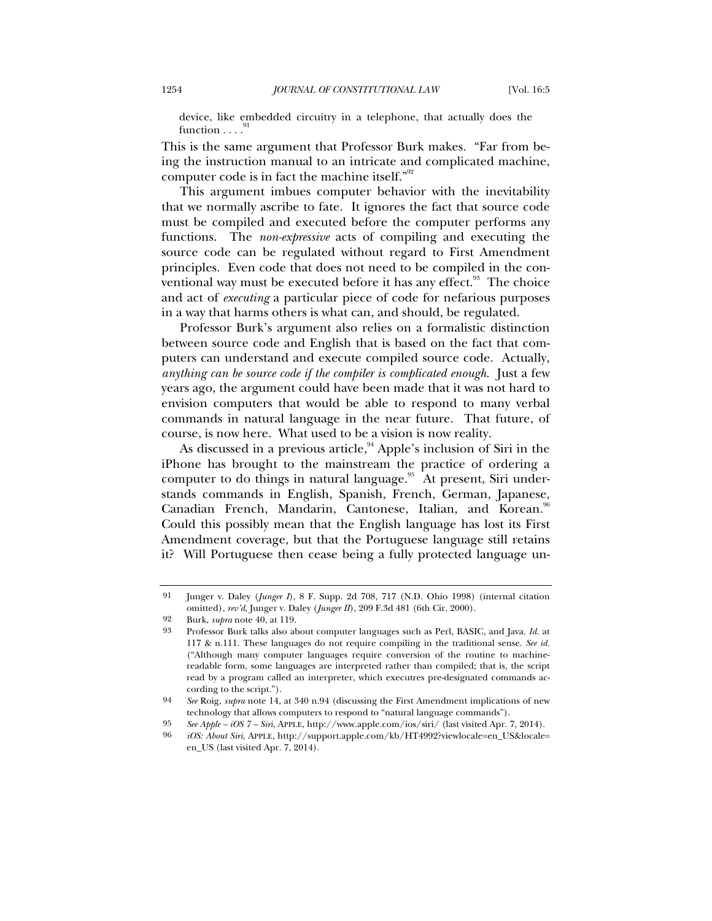device, like embedded circuitry in a telephone, that actually does the function . . . .[91]

This is the same argument that Professor Burk makes. "Far from being the instruction manual to an intricate and complicated machine, computer code is in fact the machine itself."[92]

This argument imbues computer behavior with the inevitability that we normally ascribe to fate. It ignores the fact that source code must be compiled and executed before the computer performs any functions. The *non-expressive* acts of compiling and executing the source code can be regulated without regard to First Amendment principles. Even code that does not need to be compiled in the conventional way must be executed before it has any effect.[93] The choice and act of *executing* a particular piece of code for nefarious purposes in a way that harms others is what can, and should, be regulated.

Professor Burk's argument also relies on a formalistic distinction between source code and English that is based on the fact that computers can understand and execute compiled source code. Actually, *anything can be source code if the compiler is complicated enough*. Just a few years ago, the argument could have been made that it was not hard to envision computers that would be able to respond to many verbal commands in natural language in the near future. That future, of course, is now here. What used to be a vision is now reality.

As discussed in a previous article,[94] Apple's inclusion of Siri in the iPhone has brought to the mainstream the practice of ordering a computer to do things in natural language.[95] At present, Siri understands commands in English, Spanish, French, German, Japanese, Canadian French, Mandarin, Cantonese, Italian, and Korean.[96] Could this possibly mean that the English language has lost its First Amendment coverage, but that the Portuguese language still retains it? Will Portuguese then cease being a fully protected language un-

---

91 Junger v. Daley (*Junger I*), 8 F. Supp. 2d 708, 717 (N.D. Ohio 1998) (internal citation omitted), *rev'd*, Junger v. Daley (*Junger II*), 209 F.3d 481 (6th Cir. 2000).

92 Burk, *supra* note 40, at 119.

93 Professor Burk talks also about computer languages such as Perl, BASIC, and Java. *Id.* at 117 & n.111. These languages do not require compiling in the traditional sense. *See id.* ("Although many computer languages require conversion of the routine to machine-readable form, some languages are interpreted rather than compiled; that is, the script read by a program called an interpreter, which executres pre-designated commands according to the script.").

94 *See* Roig, *supra* note 14, at 340 n.94 (discussing the First Amendment implications of new technology that allows computers to respond to "natural language commands").

95 *See Apple – iOS 7 – Siri*, APPLE, http://www.apple.com/ios/siri/ (last visited Apr. 7, 2014).

96 *iOS: About Siri*, APPLE, http://support.apple.com/kb/HT4992?viewlocale=en_US&locale=en_US (last visited Apr. 7, 2014).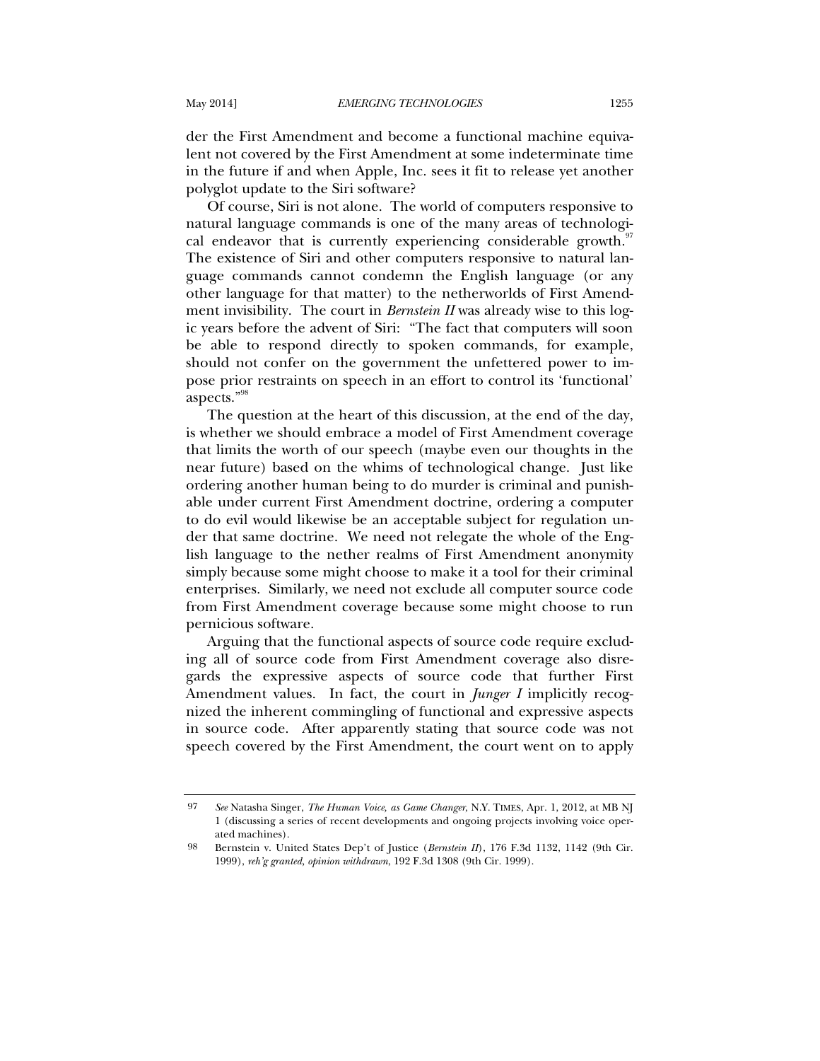der the First Amendment and become a functional machine equivalent not covered by the First Amendment at some indeterminate time in the future if and when Apple, Inc. sees it fit to release yet another polyglot update to the Siri software?

Of course, Siri is not alone. The world of computers responsive to natural language commands is one of the many areas of technological endeavor that is currently experiencing considerable growth.[97] The existence of Siri and other computers responsive to natural language commands cannot condemn the English language (or any other language for that matter) to the netherworlds of First Amendment invisibility. The court in *Bernstein II* was already wise to this logic years before the advent of Siri: "The fact that computers will soon be able to respond directly to spoken commands, for example, should not confer on the government the unfettered power to impose prior restraints on speech in an effort to control its 'functional' aspects."[98]

The question at the heart of this discussion, at the end of the day, is whether we should embrace a model of First Amendment coverage that limits the worth of our speech (maybe even our thoughts in the near future) based on the whims of technological change. Just like ordering another human being to do murder is criminal and punishable under current First Amendment doctrine, ordering a computer to do evil would likewise be an acceptable subject for regulation under that same doctrine. We need not relegate the whole of the English language to the nether realms of First Amendment anonymity simply because some might choose to make it a tool for their criminal enterprises. Similarly, we need not exclude all computer source code from First Amendment coverage because some might choose to run pernicious software.

Arguing that the functional aspects of source code require excluding all of source code from First Amendment coverage also disregards the expressive aspects of source code that further First Amendment values. In fact, the court in *Junger I* implicitly recognized the inherent commingling of functional and expressive aspects in source code. After apparently stating that source code was not speech covered by the First Amendment, the court went on to apply

---

97 *See* Natasha Singer, *The Human Voice, as Game Changer*, N.Y. TIMES, Apr. 1, 2012, at MB NJ 1 (discussing a series of recent developments and ongoing projects involving voice operated machines).

98 Bernstein v. United States Dep't of Justice (*Bernstein II*), 176 F.3d 1132, 1142 (9th Cir. 1999), *reh'g granted, opinion withdrawn*, 192 F.3d 1308 (9th Cir. 1999).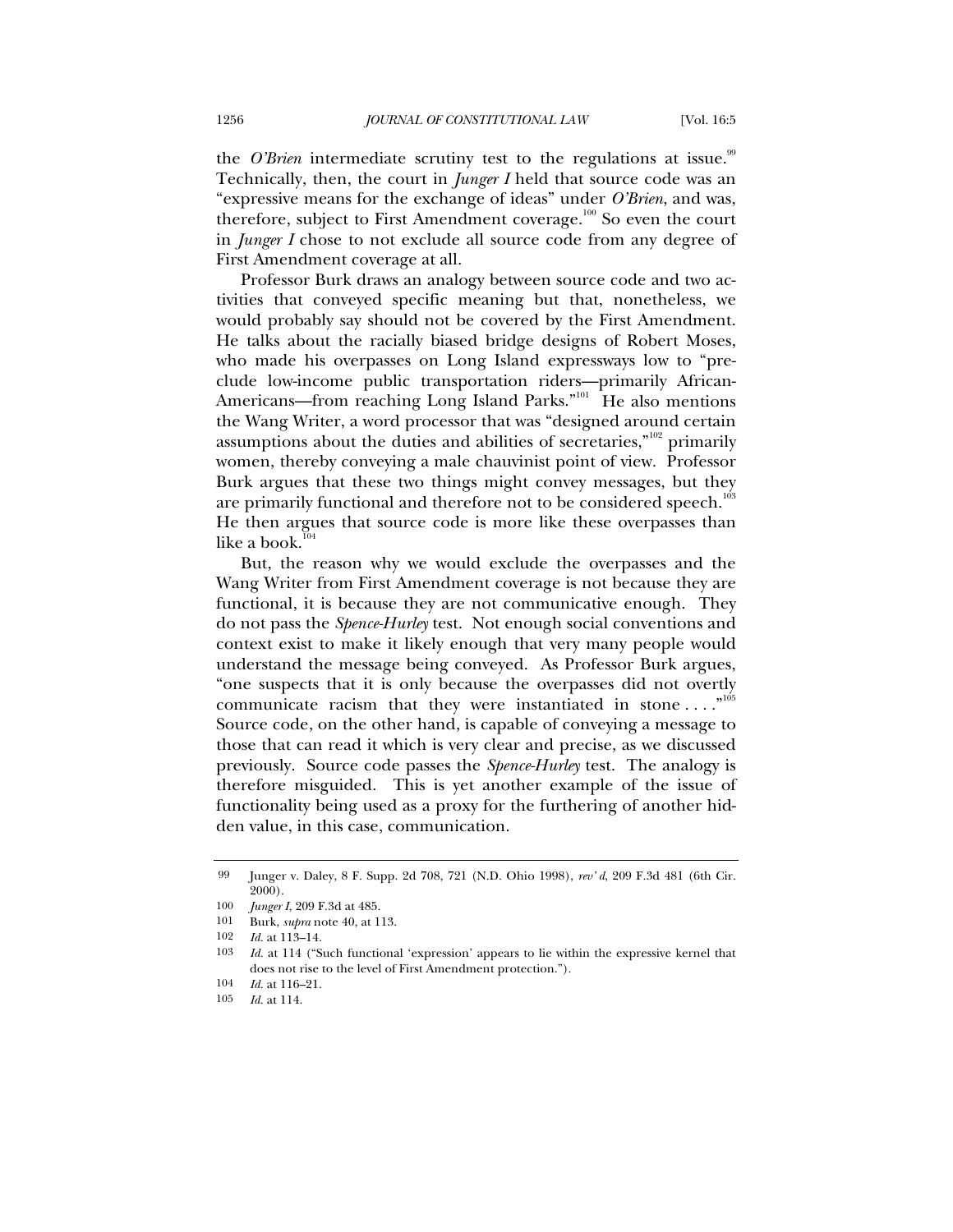the *O'Brien* intermediate scrutiny test to the regulations at issue.[99] Technically, then, the court in *Junger I* held that source code was an "expressive means for the exchange of ideas" under *O'Brien*, and was, therefore, subject to First Amendment coverage.[100] So even the court in *Junger I* chose to not exclude all source code from any degree of First Amendment coverage at all.

Professor Burk draws an analogy between source code and two activities that conveyed specific meaning but that, nonetheless, we would probably say should not be covered by the First Amendment. He talks about the racially biased bridge designs of Robert Moses, who made his overpasses on Long Island expressways low to "preclude low-income public transportation riders—primarily African-Americans—from reaching Long Island Parks."[101] He also mentions the Wang Writer, a word processor that was "designed around certain assumptions about the duties and abilities of secretaries,"[102] primarily women, thereby conveying a male chauvinist point of view. Professor Burk argues that these two things might convey messages, but they are primarily functional and therefore not to be considered speech.[103] He then argues that source code is more like these overpasses than like a book.[104]

But, the reason why we would exclude the overpasses and the Wang Writer from First Amendment coverage is not because they are functional, it is because they are not communicative enough. They do not pass the *Spence-Hurley* test. Not enough social conventions and context exist to make it likely enough that very many people would understand the message being conveyed. As Professor Burk argues, "one suspects that it is only because the overpasses did not overtly communicate racism that they were instantiated in stone . . . ."[105] Source code, on the other hand, is capable of conveying a message to those that can read it which is very clear and precise, as we discussed previously. Source code passes the *Spence-Hurley* test. The analogy is therefore misguided. This is yet another example of the issue of functionality being used as a proxy for the furthering of another hidden value, in this case, communication.

---

99 Junger v. Daley, 8 F. Supp. 2d 708, 721 (N.D. Ohio 1998), *rev'd*, 209 F.3d 481 (6th Cir. 2000).

100 *Junger I*, 209 F.3d at 485.

101 Burk, *supra* note 40, at 113.

102 *Id.* at 113–14.

103 *Id.* at 114 ("Such functional 'expression' appears to lie within the expressive kernel that does not rise to the level of First Amendment protection.").

104 *Id.* at 116–21.

105 *Id.* at 114.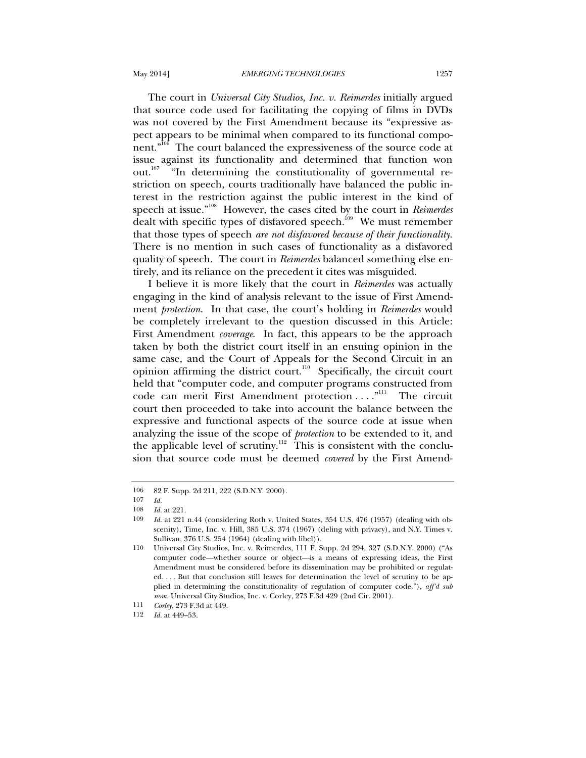The court in *Universal City Studios, Inc. v. Reimerdes* initially argued that source code used for facilitating the copying of films in DVDs was not covered by the First Amendment because its "expressive aspect appears to be minimal when compared to its functional component."[106] The court balanced the expressiveness of the source code at issue against its functionality and determined that function won out.[107] "In determining the constitutionality of governmental restriction on speech, courts traditionally have balanced the public interest in the restriction against the public interest in the kind of speech at issue."[108] However, the cases cited by the court in *Reimerdes* dealt with specific types of disfavored speech.[109] We must remember that those types of speech *are not disfavored because of their functionality*. There is no mention in such cases of functionality as a disfavored quality of speech. The court in *Reimerdes* balanced something else entirely, and its reliance on the precedent it cites was misguided.

I believe it is more likely that the court in *Reimerdes* was actually engaging in the kind of analysis relevant to the issue of First Amendment *protection*. In that case, the court's holding in *Reimerdes* would be completely irrelevant to the question discussed in this Article: First Amendment *coverage*. In fact, this appears to be the approach taken by both the district court itself in an ensuing opinion in the same case, and the Court of Appeals for the Second Circuit in an opinion affirming the district court.[110] Specifically, the circuit court held that "computer code, and computer programs constructed from code can merit First Amendment protection . . . ."[111] The circuit court then proceeded to take into account the balance between the expressive and functional aspects of the source code at issue when analyzing the issue of the scope of *protection* to be extended to it, and the applicable level of scrutiny.[112] This is consistent with the conclusion that source code must be deemed *covered* by the First Amend-

---

106 82 F. Supp. 2d 211, 222 (S.D.N.Y. 2000).

107 *Id.*

108 *Id.* at 221.

109 *Id.* at 221 n.44 (considering Roth v. United States, 354 U.S. 476 (1957) (dealing with obscenity), Time, Inc. v. Hill, 385 U.S. 374 (1967) (deling with privacy), and N.Y. Times v. Sullivan, 376 U.S. 254 (1964) (dealing with libel)).

110 Universal City Studios, Inc. v. Reimerdes, 111 F. Supp. 2d 294, 327 (S.D.N.Y. 2000) ("As computer code—whether source or object—is a means of expressing ideas, the First Amendment must be considered before its dissemination may be prohibited or regulated. . . . But that conclusion still leaves for determination the level of scrutiny to be applied in determining the constitutionality of regulation of computer code."), *aff'd sub nom.* Universal City Studios, Inc. v. Corley, 273 F.3d 429 (2nd Cir. 2001).

111 *Corley*, 273 F.3d at 449.

112 *Id.* at 449–53.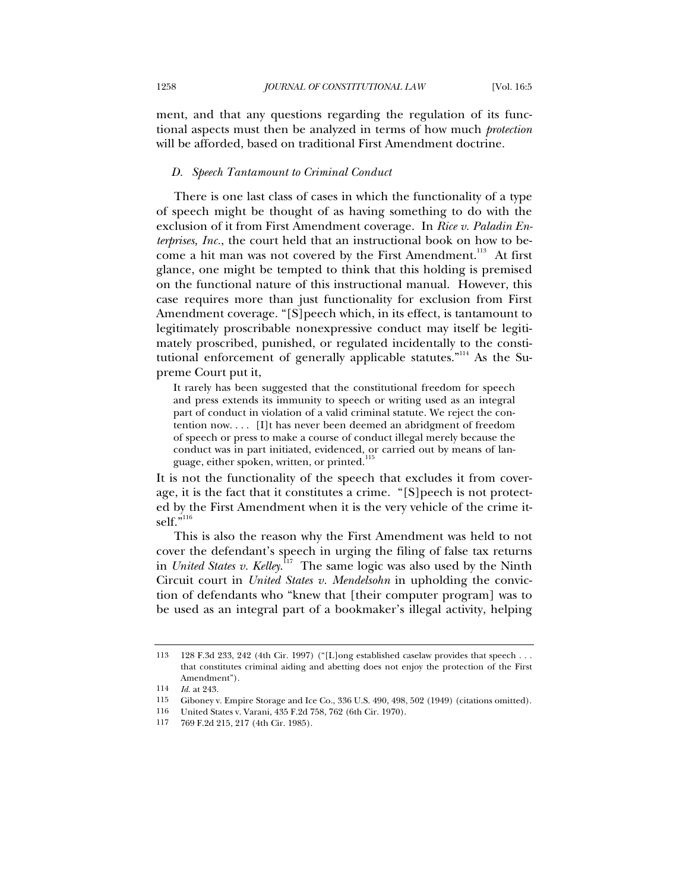ment, and that any questions regarding the regulation of its functional aspects must then be analyzed in terms of how much *protection* will be afforded, based on traditional First Amendment doctrine.

### *D. Speech Tantamount to Criminal Conduct*

There is one last class of cases in which the functionality of a type of speech might be thought of as having something to do with the exclusion of it from First Amendment coverage. In *Rice v. Paladin Enterprises, Inc.*, the court held that an instructional book on how to become a hit man was not covered by the First Amendment.[113] At first glance, one might be tempted to think that this holding is premised on the functional nature of this instructional manual. However, this case requires more than just functionality for exclusion from First Amendment coverage. "[S]peech which, in its effect, is tantamount to legitimately proscribable nonexpressive conduct may itself be legitimately proscribed, punished, or regulated incidentally to the constitutional enforcement of generally applicable statutes."[114] As the Supreme Court put it,

> It rarely has been suggested that the constitutional freedom for speech and press extends its immunity to speech or writing used as an integral part of conduct in violation of a valid criminal statute. We reject the contention now. . . . [I]t has never been deemed an abridgment of freedom of speech or press to make a course of conduct illegal merely because the conduct was in part initiated, evidenced, or carried out by means of language, either spoken, written, or printed.[115]

It is not the functionality of the speech that excludes it from coverage, it is the fact that it constitutes a crime. "[S]peech is not protected by the First Amendment when it is the very vehicle of the crime itself."[116]

This is also the reason why the First Amendment was held to not cover the defendant's speech in urging the filing of false tax returns in *United States v. Kelley*.[117] The same logic was also used by the Ninth Circuit court in *United States v. Mendelsohn* in upholding the conviction of defendants who "knew that [their computer program] was to be used as an integral part of a bookmaker's illegal activity, helping

---

113 128 F.3d 233, 242 (4th Cir. 1997) ("[L]ong established caselaw provides that speech . . . that constitutes criminal aiding and abetting does not enjoy the protection of the First Amendment").

114 *Id.* at 243.

115 Giboney v. Empire Storage and Ice Co., 336 U.S. 490, 498, 502 (1949) (citations omitted).

116 United States v. Varani, 435 F.2d 758, 762 (6th Cir. 1970).

117 769 F.2d 215, 217 (4th Cir. 1985).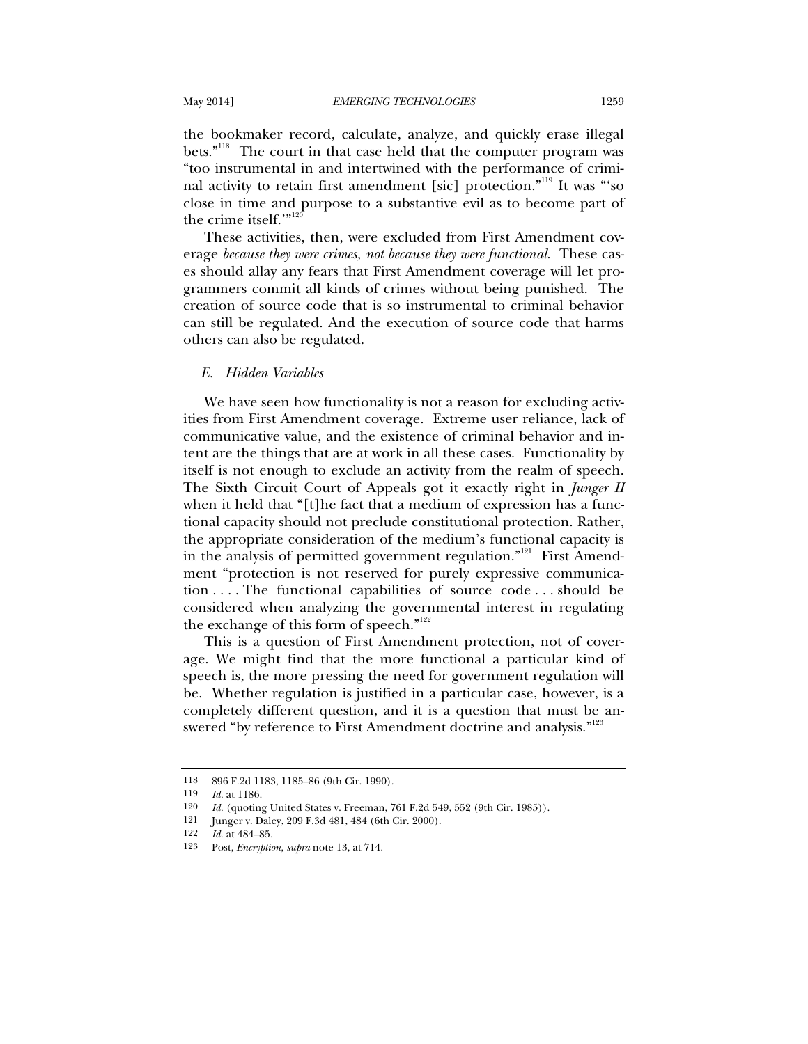the bookmaker record, calculate, analyze, and quickly erase illegal bets."[118] The court in that case held that the computer program was "too instrumental in and intertwined with the performance of criminal activity to retain first amendment [sic] protection."[119] It was "'so close in time and purpose to a substantive evil as to become part of the crime itself.'"[120]

These activities, then, were excluded from First Amendment coverage *because they were crimes, not because they were functional*. These cases should allay any fears that First Amendment coverage will let programmers commit all kinds of crimes without being punished. The creation of source code that is so instrumental to criminal behavior can still be regulated. And the execution of source code that harms others can also be regulated.

### *E. Hidden Variables*

We have seen how functionality is not a reason for excluding activities from First Amendment coverage. Extreme user reliance, lack of communicative value, and the existence of criminal behavior and intent are the things that are at work in all these cases. Functionality by itself is not enough to exclude an activity from the realm of speech. The Sixth Circuit Court of Appeals got it exactly right in *Junger II* when it held that "[t]he fact that a medium of expression has a functional capacity should not preclude constitutional protection. Rather, the appropriate consideration of the medium's functional capacity is in the analysis of permitted government regulation."[121] First Amendment "protection is not reserved for purely expressive communication . . . . The functional capabilities of source code . . . should be considered when analyzing the governmental interest in regulating the exchange of this form of speech."[122]

This is a question of First Amendment protection, not of coverage. We might find that the more functional a particular kind of speech is, the more pressing the need for government regulation will be. Whether regulation is justified in a particular case, however, is a completely different question, and it is a question that must be answered "by reference to First Amendment doctrine and analysis."[123]

---

118 896 F.2d 1183, 1185–86 (9th Cir. 1990).

119 *Id.* at 1186.

120 *Id.* (quoting United States v. Freeman, 761 F.2d 549, 552 (9th Cir. 1985)).

121 Junger v. Daley, 209 F.3d 481, 484 (6th Cir. 2000).

122 *Id.* at 484–85.

123 Post, *Encryption*, *supra* note 13, at 714.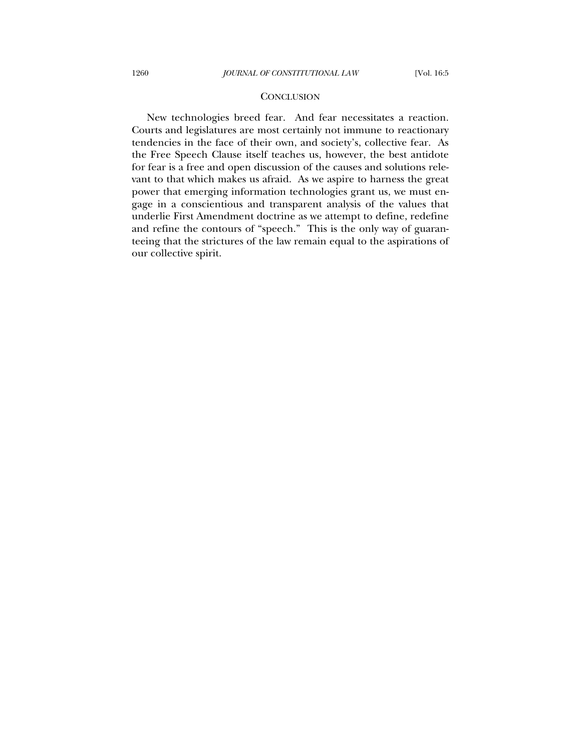## CONCLUSION

New technologies breed fear. And fear necessitates a reaction. Courts and legislatures are most certainly not immune to reactionary tendencies in the face of their own, and society's, collective fear. As the Free Speech Clause itself teaches us, however, the best antidote for fear is a free and open discussion of the causes and solutions relevant to that which makes us afraid. As we aspire to harness the great power that emerging information technologies grant us, we must engage in a conscientious and transparent analysis of the values that underlie First Amendment doctrine as we attempt to define, redefine and refine the contours of "speech." This is the only way of guaranteeing that the strictures of the law remain equal to the aspirations of our collective spirit.